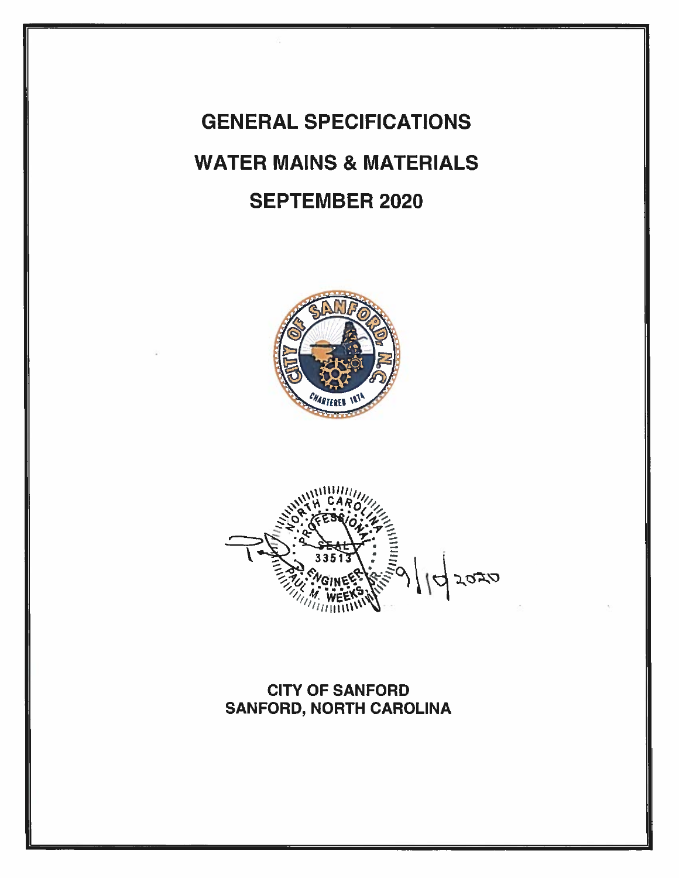# GENERAL SPECIFICATIONS

# WATER MAINS & MATERIALS

# SEPTEMBER 2020

**CITY OF SANFORD**
**SANFORD, NORTH CAROLINA**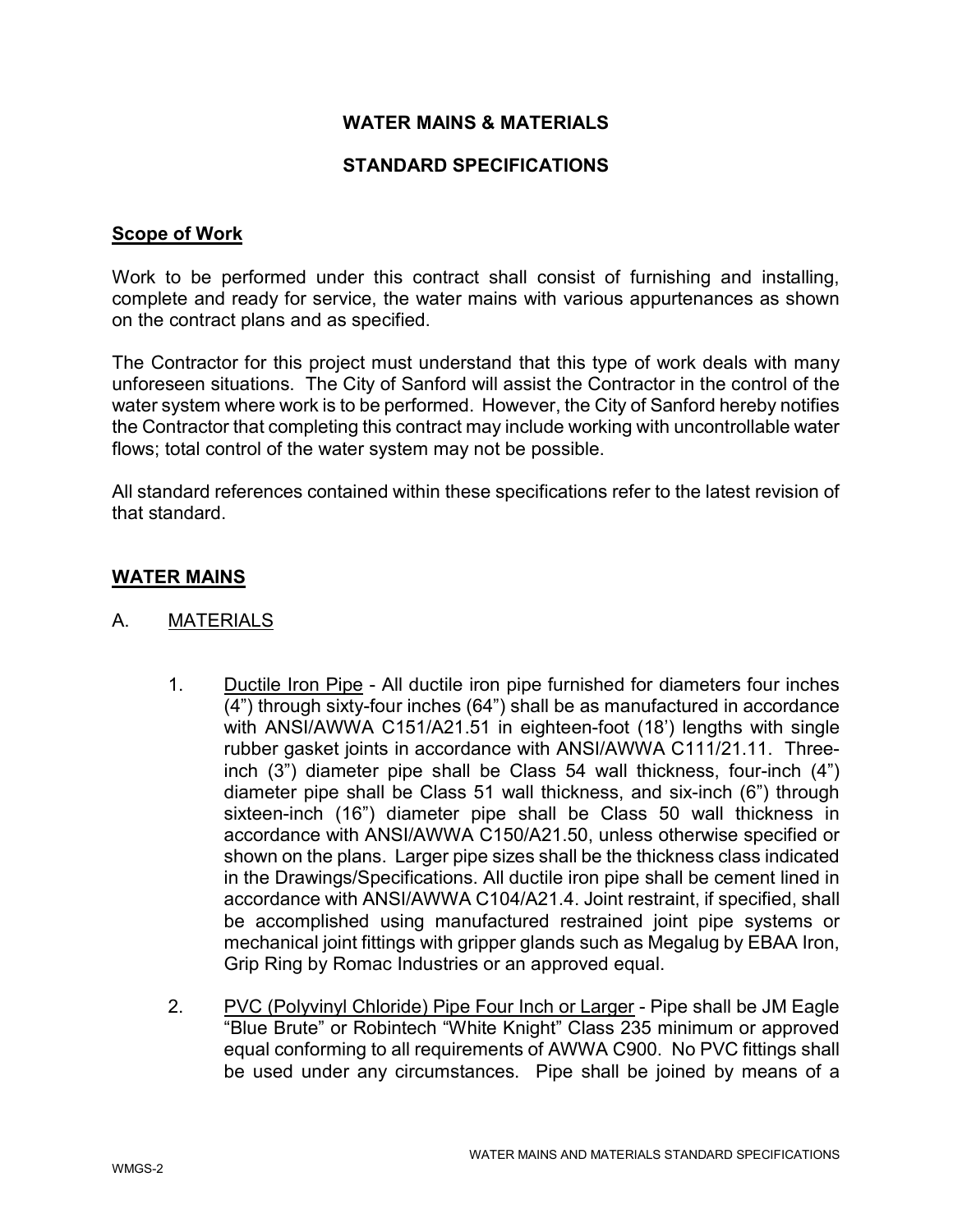# WATER MAINS & MATERIALS

# STANDARD SPECIFICATIONS

## Scope of Work

Work to be performed under this contract shall consist of furnishing and installing, complete and ready for service, the water mains with various appurtenances as shown on the contract plans and as specified.

The Contractor for this project must understand that this type of work deals with many unforeseen situations. The City of Sanford will assist the Contractor in the control of the water system where work is to be performed. However, the City of Sanford hereby notifies the Contractor that completing this contract may include working with uncontrollable water flows; total control of the water system may not be possible.

All standard references contained within these specifications refer to the latest revision of that standard.

## WATER MAINS

### A. MATERIALS

1. Ductile Iron Pipe - All ductile iron pipe furnished for diameters four inches (4") through sixty-four inches (64") shall be as manufactured in accordance with ANSI/AWWA C151/A21.51 in eighteen-foot (18') lengths with single rubber gasket joints in accordance with ANSI/AWWA C111/21.11. Three-inch (3") diameter pipe shall be Class 54 wall thickness, four-inch (4") diameter pipe shall be Class 51 wall thickness, and six-inch (6") through sixteen-inch (16") diameter pipe shall be Class 50 wall thickness in accordance with ANSI/AWWA C150/A21.50, unless otherwise specified or shown on the plans. Larger pipe sizes shall be the thickness class indicated in the Drawings/Specifications. All ductile iron pipe shall be cement lined in accordance with ANSI/AWWA C104/A21.4. Joint restraint, if specified, shall be accomplished using manufactured restrained joint pipe systems or mechanical joint fittings with gripper glands such as Megalug by EBAA Iron, Grip Ring by Romac Industries or an approved equal.

2. PVC (Polyvinyl Chloride) Pipe Four Inch or Larger - Pipe shall be JM Eagle "Blue Brute" or Robintech "White Knight" Class 235 minimum or approved equal conforming to all requirements of AWWA C900. No PVC fittings shall be used under any circumstances. Pipe shall be joined by means of a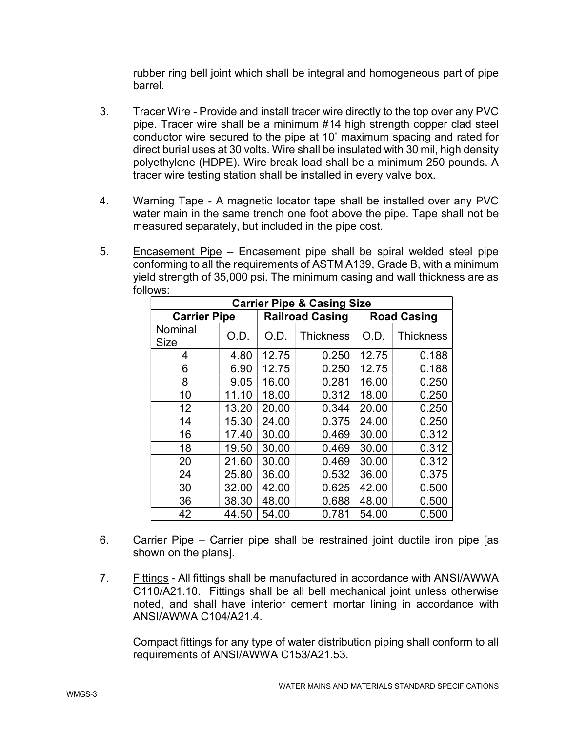rubber ring bell joint which shall be integral and homogeneous part of pipe barrel.

3. Tracer Wire - Provide and install tracer wire directly to the top over any PVC pipe. Tracer wire shall be a minimum #14 high strength copper clad steel conductor wire secured to the pipe at 10' maximum spacing and rated for direct burial uses at 30 volts. Wire shall be insulated with 30 mil, high density polyethylene (HDPE). Wire break load shall be a minimum 250 pounds. A tracer wire testing station shall be installed in every valve box.

4. Warning Tape - A magnetic locator tape shall be installed over any PVC water main in the same trench one foot above the pipe. Tape shall not be measured separately, but included in the pipe cost.

5. Encasement Pipe – Encasement pipe shall be spiral welded steel pipe conforming to all the requirements of ASTM A139, Grade B, with a minimum yield strength of 35,000 psi. The minimum casing and wall thickness are as follows:

| Carrier Pipe & Casing Size | | | | | |
|---|---|---|---|---|---|
| **Carrier Pipe** | | **Railroad Casing** | | **Road Casing** | |
| Nominal Size | O.D. | O.D. | Thickness | O.D. | Thickness |
| 4 | 4.80 | 12.75 | 0.250 | 12.75 | 0.188 |
| 6 | 6.90 | 12.75 | 0.250 | 12.75 | 0.188 |
| 8 | 9.05 | 16.00 | 0.281 | 16.00 | 0.250 |
| 10 | 11.10 | 18.00 | 0.312 | 18.00 | 0.250 |
| 12 | 13.20 | 20.00 | 0.344 | 20.00 | 0.250 |
| 14 | 15.30 | 24.00 | 0.375 | 24.00 | 0.250 |
| 16 | 17.40 | 30.00 | 0.469 | 30.00 | 0.312 |
| 18 | 19.50 | 30.00 | 0.469 | 30.00 | 0.312 |
| 20 | 21.60 | 30.00 | 0.469 | 30.00 | 0.312 |
| 24 | 25.80 | 36.00 | 0.532 | 36.00 | 0.375 |
| 30 | 32.00 | 42.00 | 0.625 | 42.00 | 0.500 |
| 36 | 38.30 | 48.00 | 0.688 | 48.00 | 0.500 |
| 42 | 44.50 | 54.00 | 0.781 | 54.00 | 0.500 |

6. Carrier Pipe – Carrier pipe shall be restrained joint ductile iron pipe [as shown on the plans].

7. Fittings - All fittings shall be manufactured in accordance with ANSI/AWWA C110/A21.10. Fittings shall be all bell mechanical joint unless otherwise noted, and shall have interior cement mortar lining in accordance with ANSI/AWWA C104/A21.4.

   Compact fittings for any type of water distribution piping shall conform to all requirements of ANSI/AWWA C153/A21.53.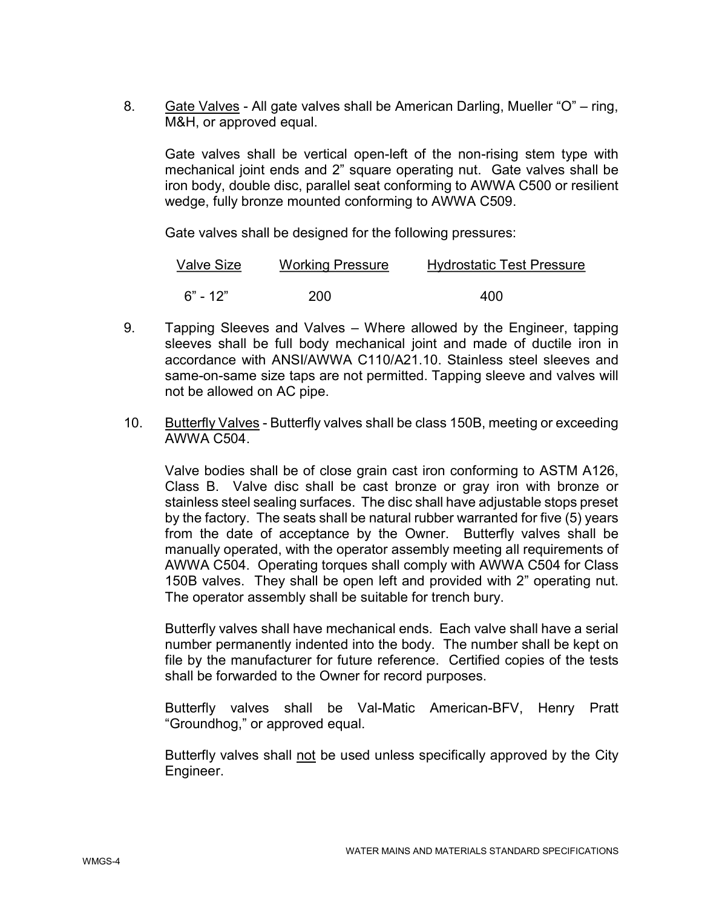8. <u>Gate Valves</u> - All gate valves shall be American Darling, Mueller "O" – ring, M&H, or approved equal.

   Gate valves shall be vertical open-left of the non-rising stem type with mechanical joint ends and 2" square operating nut. Gate valves shall be iron body, double disc, parallel seat conforming to AWWA C500 or resilient wedge, fully bronze mounted conforming to AWWA C509.

   Gate valves shall be designed for the following pressures:

   | Valve Size | Working Pressure | Hydrostatic Test Pressure |
   | --- | --- | --- |
   | 6" - 12" | 200 | 400 |

9. Tapping Sleeves and Valves – Where allowed by the Engineer, tapping sleeves shall be full body mechanical joint and made of ductile iron in accordance with ANSI/AWWA C110/A21.10. Stainless steel sleeves and same-on-same size taps are not permitted. Tapping sleeve and valves will not be allowed on AC pipe.

10. <u>Butterfly Valves</u> - Butterfly valves shall be class 150B, meeting or exceeding AWWA C504.

    Valve bodies shall be of close grain cast iron conforming to ASTM A126, Class B. Valve disc shall be cast bronze or gray iron with bronze or stainless steel sealing surfaces. The disc shall have adjustable stops preset by the factory. The seats shall be natural rubber warranted for five (5) years from the date of acceptance by the Owner. Butterfly valves shall be manually operated, with the operator assembly meeting all requirements of AWWA C504. Operating torques shall comply with AWWA C504 for Class 150B valves. They shall be open left and provided with 2" operating nut. The operator assembly shall be suitable for trench bury.

    Butterfly valves shall have mechanical ends. Each valve shall have a serial number permanently indented into the body. The number shall be kept on file by the manufacturer for future reference. Certified copies of the tests shall be forwarded to the Owner for record purposes.

    Butterfly valves shall be Val-Matic American-BFV, Henry Pratt "Groundhog," or approved equal.

    Butterfly valves shall <u>not</u> be used unless specifically approved by the City Engineer.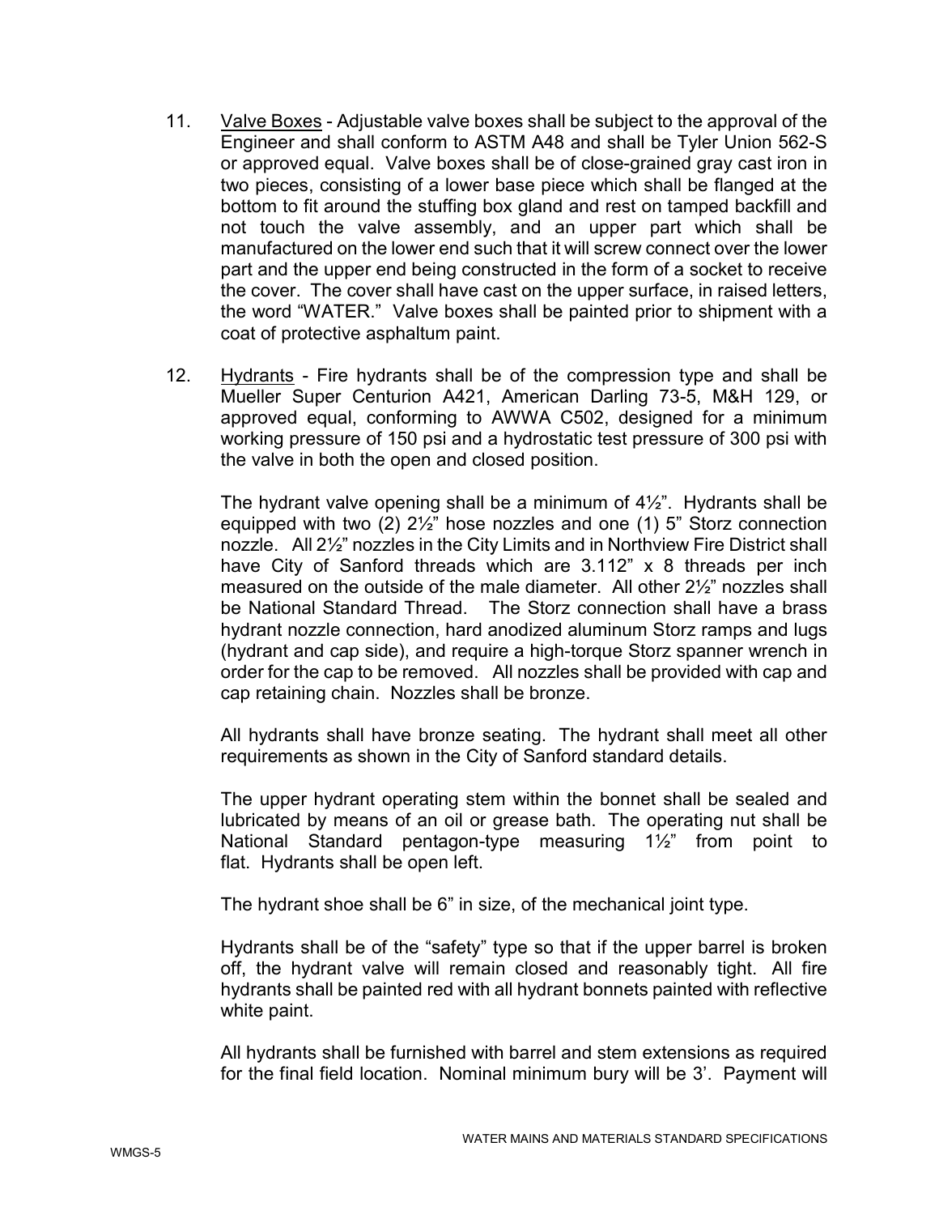11. Valve Boxes - Adjustable valve boxes shall be subject to the approval of the Engineer and shall conform to ASTM A48 and shall be Tyler Union 562-S or approved equal. Valve boxes shall be of close-grained gray cast iron in two pieces, consisting of a lower base piece which shall be flanged at the bottom to fit around the stuffing box gland and rest on tamped backfill and not touch the valve assembly, and an upper part which shall be manufactured on the lower end such that it will screw connect over the lower part and the upper end being constructed in the form of a socket to receive the cover. The cover shall have cast on the upper surface, in raised letters, the word "WATER." Valve boxes shall be painted prior to shipment with a coat of protective asphaltum paint.

12. Hydrants - Fire hydrants shall be of the compression type and shall be Mueller Super Centurion A421, American Darling 73-5, M&H 129, or approved equal, conforming to AWWA C502, designed for a minimum working pressure of 150 psi and a hydrostatic test pressure of 300 psi with the valve in both the open and closed position.

    The hydrant valve opening shall be a minimum of 4½". Hydrants shall be equipped with two (2) 2½" hose nozzles and one (1) 5" Storz connection nozzle. All 2½" nozzles in the City Limits and in Northview Fire District shall have City of Sanford threads which are 3.112" x 8 threads per inch measured on the outside of the male diameter. All other 2½" nozzles shall be National Standard Thread. The Storz connection shall have a brass hydrant nozzle connection, hard anodized aluminum Storz ramps and lugs (hydrant and cap side), and require a high-torque Storz spanner wrench in order for the cap to be removed. All nozzles shall be provided with cap and cap retaining chain. Nozzles shall be bronze.

    All hydrants shall have bronze seating. The hydrant shall meet all other requirements as shown in the City of Sanford standard details.

    The upper hydrant operating stem within the bonnet shall be sealed and lubricated by means of an oil or grease bath. The operating nut shall be National Standard pentagon-type measuring 1½" from point to flat. Hydrants shall be open left.

    The hydrant shoe shall be 6" in size, of the mechanical joint type.

    Hydrants shall be of the "safety" type so that if the upper barrel is broken off, the hydrant valve will remain closed and reasonably tight. All fire hydrants shall be painted red with all hydrant bonnets painted with reflective white paint.

    All hydrants shall be furnished with barrel and stem extensions as required for the final field location. Nominal minimum bury will be 3'. Payment will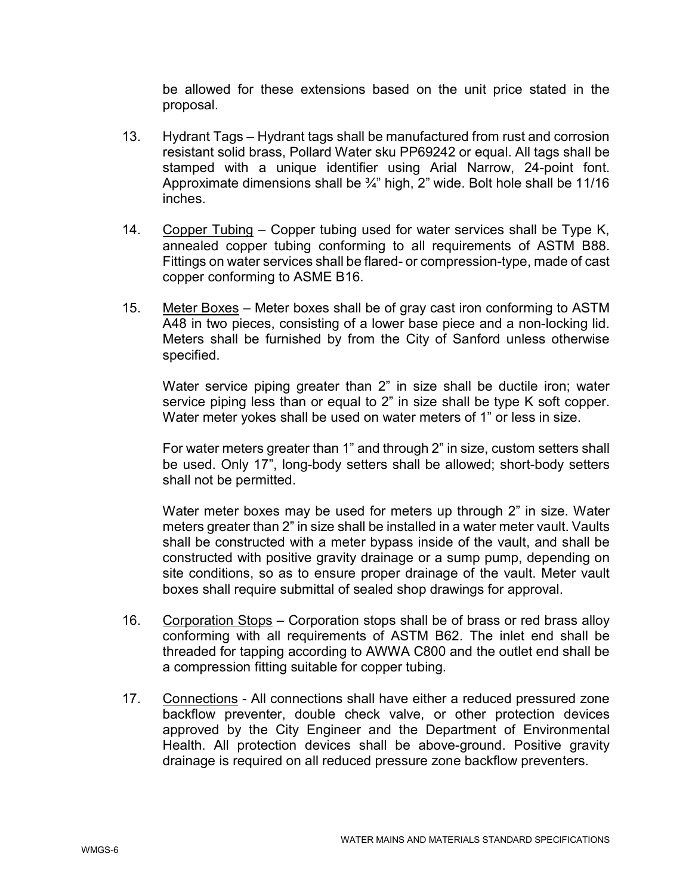be allowed for these extensions based on the unit price stated in the proposal.

13. Hydrant Tags – Hydrant tags shall be manufactured from rust and corrosion resistant solid brass, Pollard Water sku PP69242 or equal. All tags shall be stamped with a unique identifier using Arial Narrow, 24-point font. Approximate dimensions shall be ¾" high, 2" wide. Bolt hole shall be 11/16 inches.

14. Copper Tubing – Copper tubing used for water services shall be Type K, annealed copper tubing conforming to all requirements of ASTM B88. Fittings on water services shall be flared- or compression-type, made of cast copper conforming to ASME B16.

15. Meter Boxes – Meter boxes shall be of gray cast iron conforming to ASTM A48 in two pieces, consisting of a lower base piece and a non-locking lid. Meters shall be furnished by from the City of Sanford unless otherwise specified.

    Water service piping greater than 2" in size shall be ductile iron; water service piping less than or equal to 2" in size shall be type K soft copper. Water meter yokes shall be used on water meters of 1" or less in size.

    For water meters greater than 1" and through 2" in size, custom setters shall be used. Only 17", long-body setters shall be allowed; short-body setters shall not be permitted.

    Water meter boxes may be used for meters up through 2" in size. Water meters greater than 2" in size shall be installed in a water meter vault. Vaults shall be constructed with a meter bypass inside of the vault, and shall be constructed with positive gravity drainage or a sump pump, depending on site conditions, so as to ensure proper drainage of the vault. Meter vault boxes shall require submittal of sealed shop drawings for approval.

16. Corporation Stops – Corporation stops shall be of brass or red brass alloy conforming with all requirements of ASTM B62. The inlet end shall be threaded for tapping according to AWWA C800 and the outlet end shall be a compression fitting suitable for copper tubing.

17. Connections - All connections shall have either a reduced pressured zone backflow preventer, double check valve, or other protection devices approved by the City Engineer and the Department of Environmental Health. All protection devices shall be above-ground. Positive gravity drainage is required on all reduced pressure zone backflow preventers.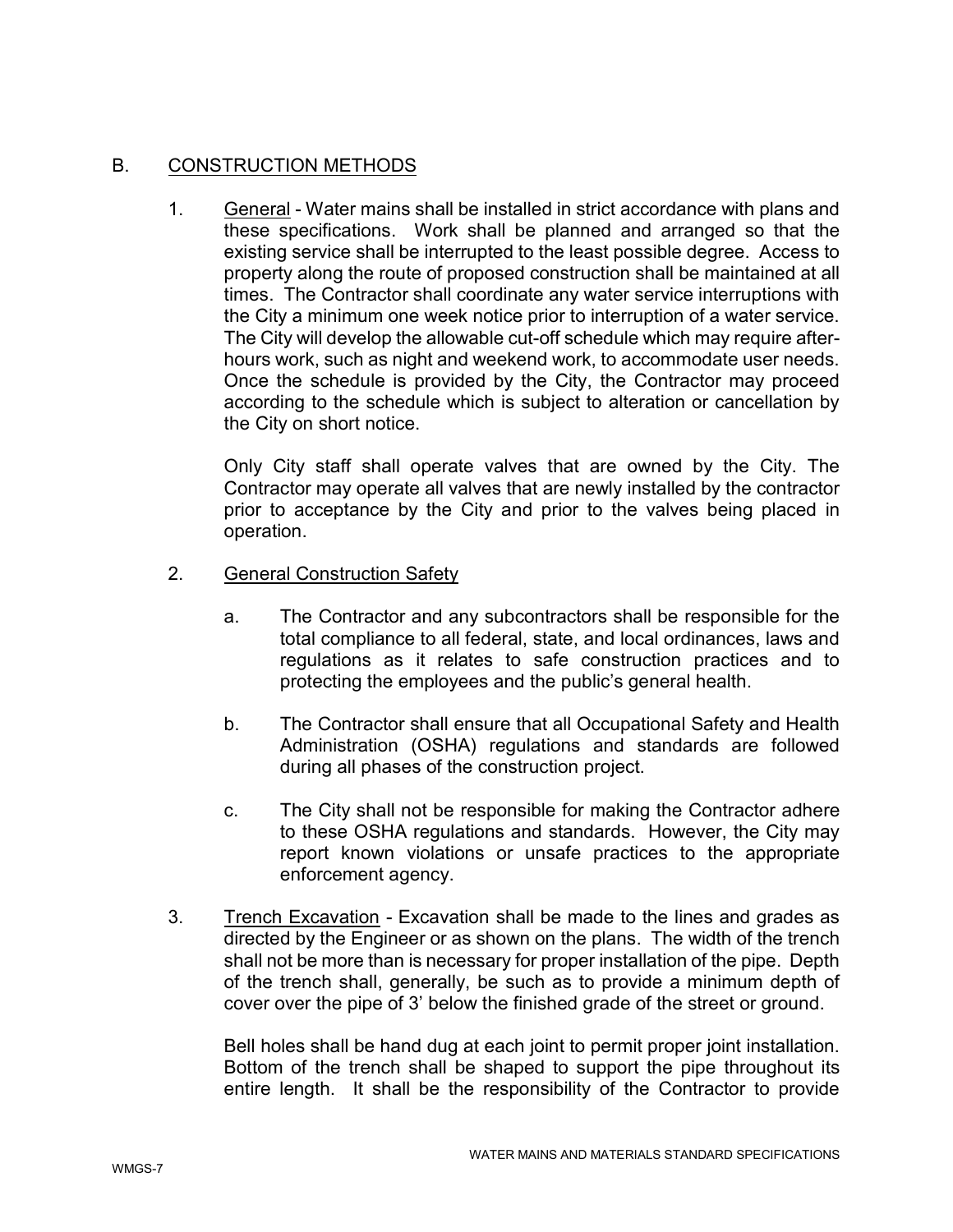## B. CONSTRUCTION METHODS

1. General - Water mains shall be installed in strict accordance with plans and these specifications. Work shall be planned and arranged so that the existing service shall be interrupted to the least possible degree. Access to property along the route of proposed construction shall be maintained at all times. The Contractor shall coordinate any water service interruptions with the City a minimum one week notice prior to interruption of a water service. The City will develop the allowable cut-off schedule which may require after-hours work, such as night and weekend work, to accommodate user needs. Once the schedule is provided by the City, the Contractor may proceed according to the schedule which is subject to alteration or cancellation by the City on short notice.

   Only City staff shall operate valves that are owned by the City. The Contractor may operate all valves that are newly installed by the contractor prior to acceptance by the City and prior to the valves being placed in operation.

2. General Construction Safety

   a. The Contractor and any subcontractors shall be responsible for the total compliance to all federal, state, and local ordinances, laws and regulations as it relates to safe construction practices and to protecting the employees and the public's general health.

   b. The Contractor shall ensure that all Occupational Safety and Health Administration (OSHA) regulations and standards are followed during all phases of the construction project.

   c. The City shall not be responsible for making the Contractor adhere to these OSHA regulations and standards. However, the City may report known violations or unsafe practices to the appropriate enforcement agency.

3. Trench Excavation - Excavation shall be made to the lines and grades as directed by the Engineer or as shown on the plans. The width of the trench shall not be more than is necessary for proper installation of the pipe. Depth of the trench shall, generally, be such as to provide a minimum depth of cover over the pipe of 3' below the finished grade of the street or ground.

   Bell holes shall be hand dug at each joint to permit proper joint installation. Bottom of the trench shall be shaped to support the pipe throughout its entire length. It shall be the responsibility of the Contractor to provide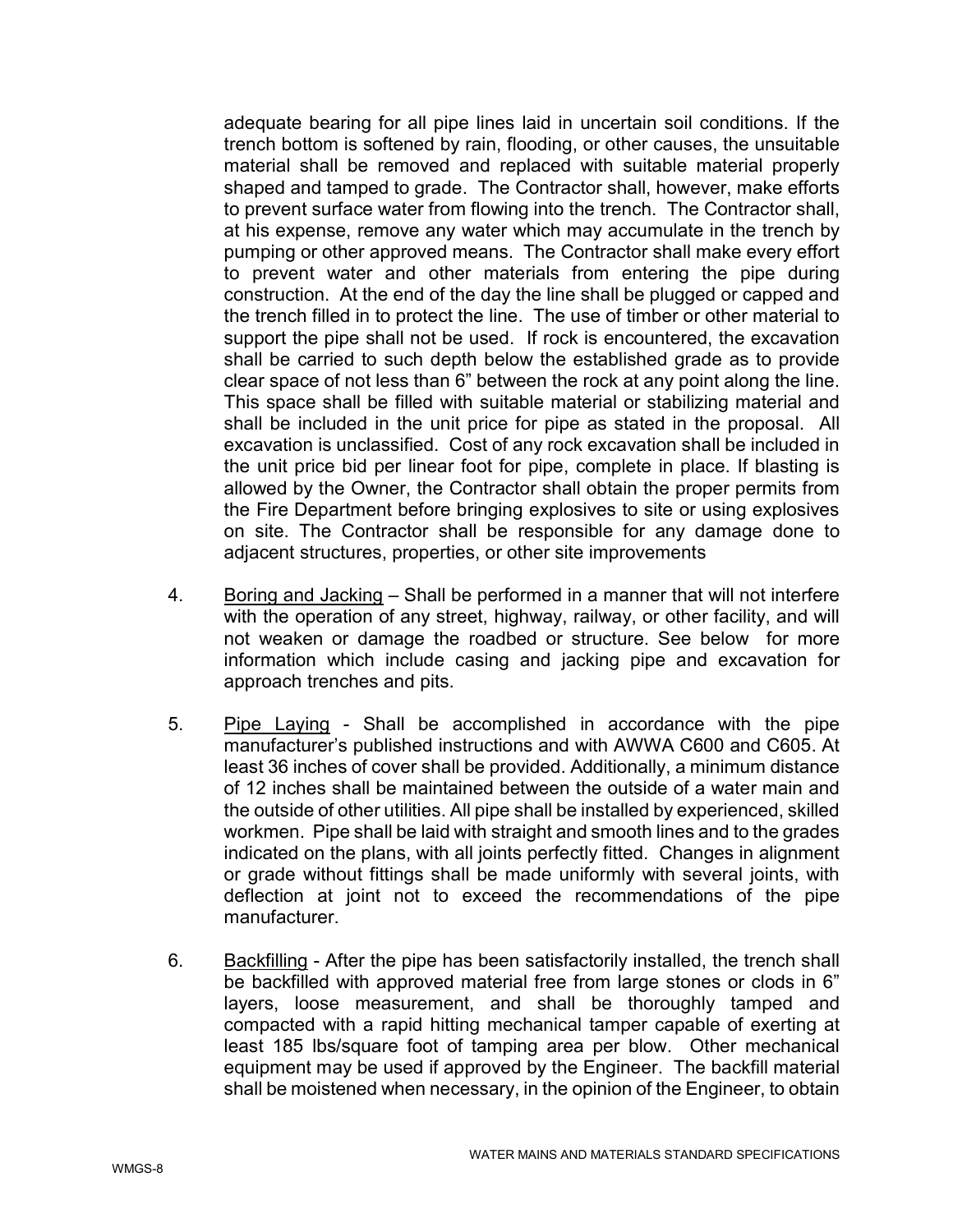adequate bearing for all pipe lines laid in uncertain soil conditions. If the trench bottom is softened by rain, flooding, or other causes, the unsuitable material shall be removed and replaced with suitable material properly shaped and tamped to grade. The Contractor shall, however, make efforts to prevent surface water from flowing into the trench. The Contractor shall, at his expense, remove any water which may accumulate in the trench by pumping or other approved means. The Contractor shall make every effort to prevent water and other materials from entering the pipe during construction. At the end of the day the line shall be plugged or capped and the trench filled in to protect the line. The use of timber or other material to support the pipe shall not be used. If rock is encountered, the excavation shall be carried to such depth below the established grade as to provide clear space of not less than 6" between the rock at any point along the line. This space shall be filled with suitable material or stabilizing material and shall be included in the unit price for pipe as stated in the proposal. All excavation is unclassified. Cost of any rock excavation shall be included in the unit price bid per linear foot for pipe, complete in place. If blasting is allowed by the Owner, the Contractor shall obtain the proper permits from the Fire Department before bringing explosives to site or using explosives on site. The Contractor shall be responsible for any damage done to adjacent structures, properties, or other site improvements

4. Boring and Jacking – Shall be performed in a manner that will not interfere with the operation of any street, highway, railway, or other facility, and will not weaken or damage the roadbed or structure. See below for more information which include casing and jacking pipe and excavation for approach trenches and pits.

5. Pipe Laying - Shall be accomplished in accordance with the pipe manufacturer's published instructions and with AWWA C600 and C605. At least 36 inches of cover shall be provided. Additionally, a minimum distance of 12 inches shall be maintained between the outside of a water main and the outside of other utilities. All pipe shall be installed by experienced, skilled workmen. Pipe shall be laid with straight and smooth lines and to the grades indicated on the plans, with all joints perfectly fitted. Changes in alignment or grade without fittings shall be made uniformly with several joints, with deflection at joint not to exceed the recommendations of the pipe manufacturer.

6. Backfilling - After the pipe has been satisfactorily installed, the trench shall be backfilled with approved material free from large stones or clods in 6" layers, loose measurement, and shall be thoroughly tamped and compacted with a rapid hitting mechanical tamper capable of exerting at least 185 lbs/square foot of tamping area per blow. Other mechanical equipment may be used if approved by the Engineer. The backfill material shall be moistened when necessary, in the opinion of the Engineer, to obtain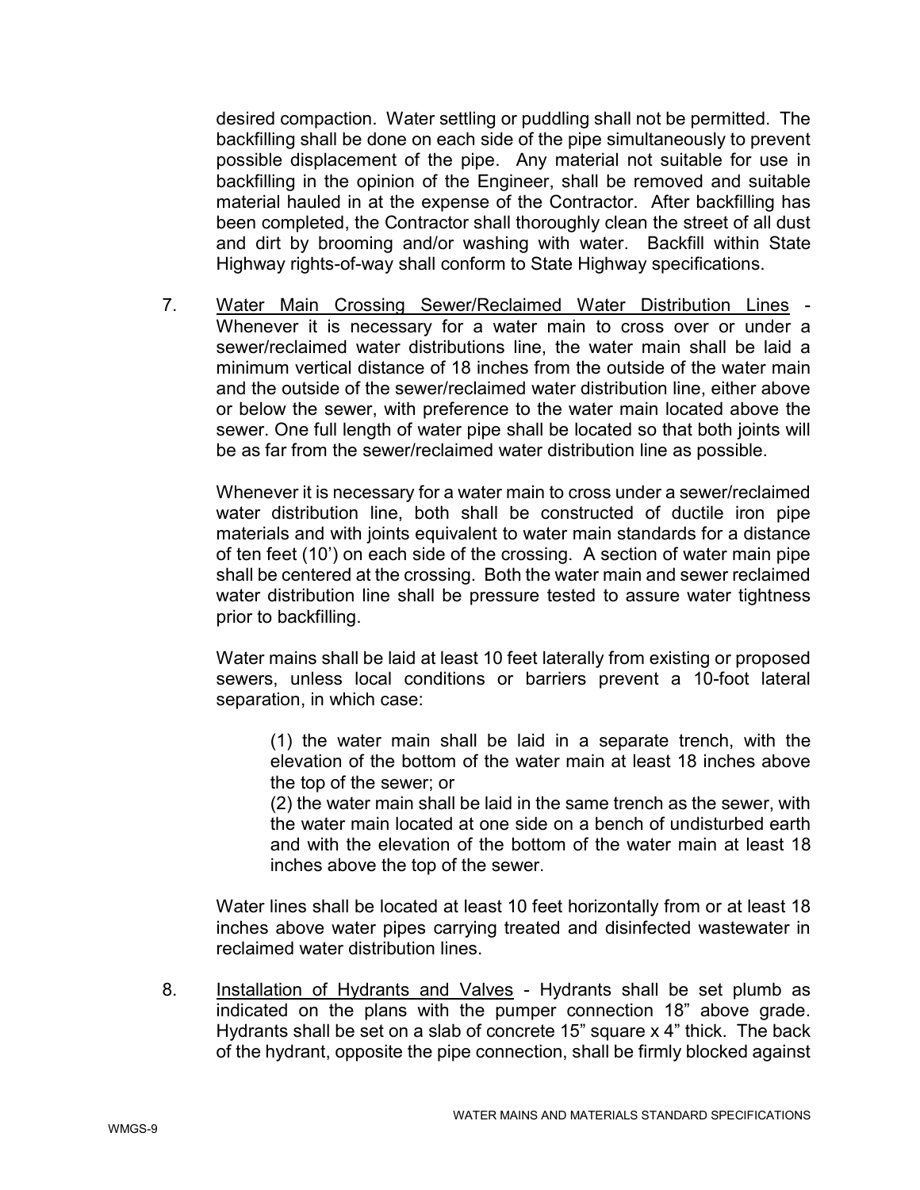desired compaction. Water settling or puddling shall not be permitted. The backfilling shall be done on each side of the pipe simultaneously to prevent possible displacement of the pipe. Any material not suitable for use in backfilling in the opinion of the Engineer, shall be removed and suitable material hauled in at the expense of the Contractor. After backfilling has been completed, the Contractor shall thoroughly clean the street of all dust and dirt by brooming and/or washing with water. Backfill within State Highway rights-of-way shall conform to State Highway specifications.

7. <u>Water Main Crossing Sewer/Reclaimed Water Distribution Lines</u> - Whenever it is necessary for a water main to cross over or under a sewer/reclaimed water distributions line, the water main shall be laid a minimum vertical distance of 18 inches from the outside of the water main and the outside of the sewer/reclaimed water distribution line, either above or below the sewer, with preference to the water main located above the sewer. One full length of water pipe shall be located so that both joints will be as far from the sewer/reclaimed water distribution line as possible.

   Whenever it is necessary for a water main to cross under a sewer/reclaimed water distribution line, both shall be constructed of ductile iron pipe materials and with joints equivalent to water main standards for a distance of ten feet (10') on each side of the crossing. A section of water main pipe shall be centered at the crossing. Both the water main and sewer reclaimed water distribution line shall be pressure tested to assure water tightness prior to backfilling.

   Water mains shall be laid at least 10 feet laterally from existing or proposed sewers, unless local conditions or barriers prevent a 10-foot lateral separation, in which case:

   > (1) the water main shall be laid in a separate trench, with the elevation of the bottom of the water main at least 18 inches above the top of the sewer; or
   > (2) the water main shall be laid in the same trench as the sewer, with the water main located at one side on a bench of undisturbed earth and with the elevation of the bottom of the water main at least 18 inches above the top of the sewer.

   Water lines shall be located at least 10 feet horizontally from or at least 18 inches above water pipes carrying treated and disinfected wastewater in reclaimed water distribution lines.

8. <u>Installation of Hydrants and Valves</u> - Hydrants shall be set plumb as indicated on the plans with the pumper connection 18" above grade. Hydrants shall be set on a slab of concrete 15" square x 4" thick. The back of the hydrant, opposite the pipe connection, shall be firmly blocked against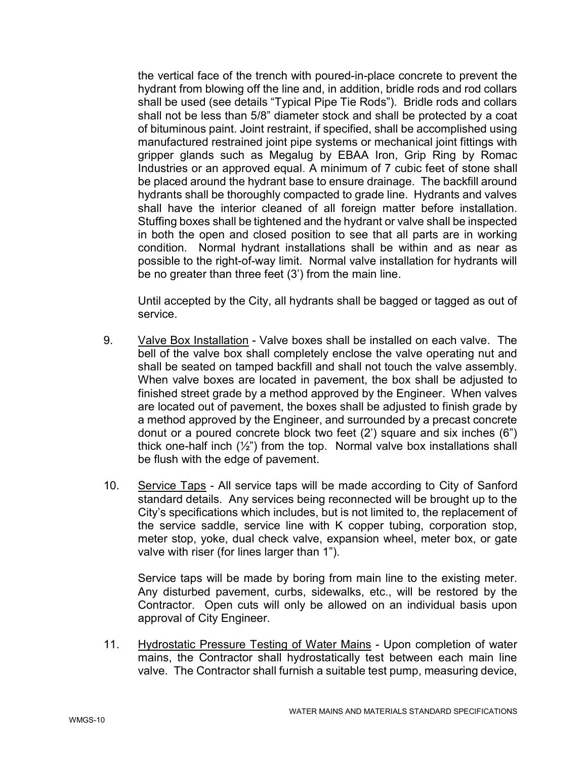the vertical face of the trench with poured-in-place concrete to prevent the hydrant from blowing off the line and, in addition, bridle rods and rod collars shall be used (see details "Typical Pipe Tie Rods"). Bridle rods and collars shall not be less than 5/8" diameter stock and shall be protected by a coat of bituminous paint. Joint restraint, if specified, shall be accomplished using manufactured restrained joint pipe systems or mechanical joint fittings with gripper glands such as Megalug by EBAA Iron, Grip Ring by Romac Industries or an approved equal. A minimum of 7 cubic feet of stone shall be placed around the hydrant base to ensure drainage. The backfill around hydrants shall be thoroughly compacted to grade line. Hydrants and valves shall have the interior cleaned of all foreign matter before installation. Stuffing boxes shall be tightened and the hydrant or valve shall be inspected in both the open and closed position to see that all parts are in working condition. Normal hydrant installations shall be within and as near as possible to the right-of-way limit. Normal valve installation for hydrants will be no greater than three feet (3') from the main line.

Until accepted by the City, all hydrants shall be bagged or tagged as out of service.

9. Valve Box Installation - Valve boxes shall be installed on each valve. The bell of the valve box shall completely enclose the valve operating nut and shall be seated on tamped backfill and shall not touch the valve assembly. When valve boxes are located in pavement, the box shall be adjusted to finished street grade by a method approved by the Engineer. When valves are located out of pavement, the boxes shall be adjusted to finish grade by a method approved by the Engineer, and surrounded by a precast concrete donut or a poured concrete block two feet (2') square and six inches (6") thick one-half inch (½") from the top. Normal valve box installations shall be flush with the edge of pavement.

10. Service Taps - All service taps will be made according to City of Sanford standard details. Any services being reconnected will be brought up to the City's specifications which includes, but is not limited to, the replacement of the service saddle, service line with K copper tubing, corporation stop, meter stop, yoke, dual check valve, expansion wheel, meter box, or gate valve with riser (for lines larger than 1").

    Service taps will be made by boring from main line to the existing meter. Any disturbed pavement, curbs, sidewalks, etc., will be restored by the Contractor. Open cuts will only be allowed on an individual basis upon approval of City Engineer.

11. Hydrostatic Pressure Testing of Water Mains - Upon completion of water mains, the Contractor shall hydrostatically test between each main line valve. The Contractor shall furnish a suitable test pump, measuring device,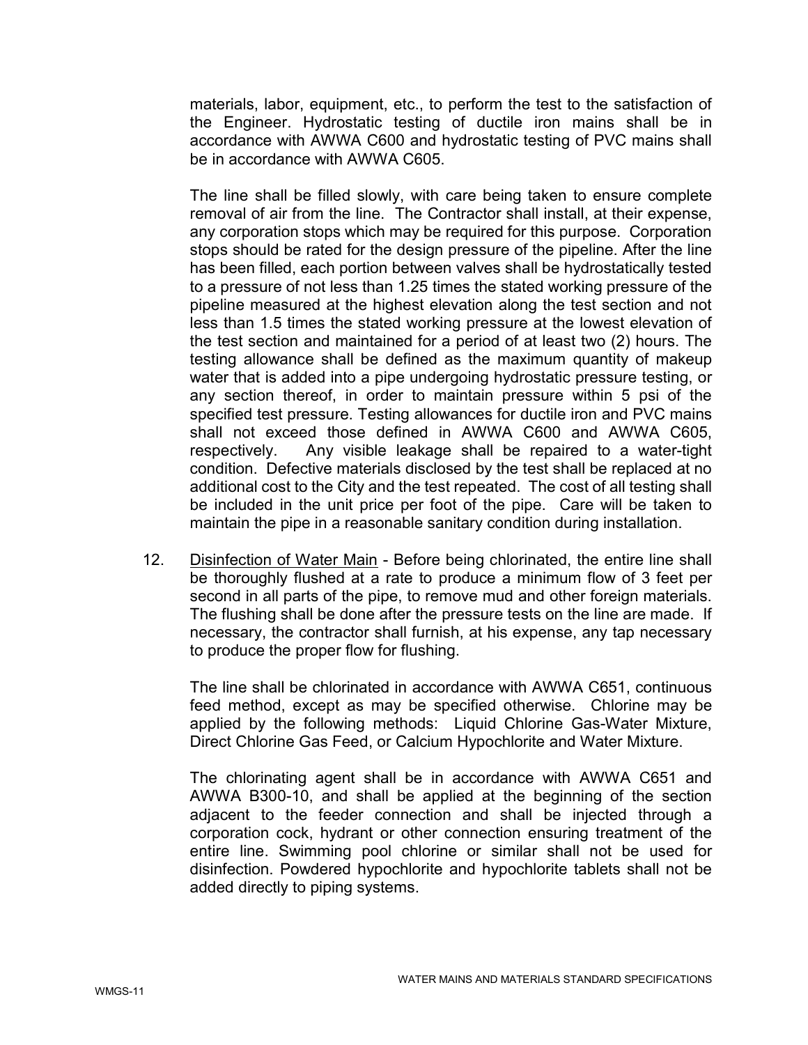materials, labor, equipment, etc., to perform the test to the satisfaction of the Engineer. Hydrostatic testing of ductile iron mains shall be in accordance with AWWA C600 and hydrostatic testing of PVC mains shall be in accordance with AWWA C605.

The line shall be filled slowly, with care being taken to ensure complete removal of air from the line. The Contractor shall install, at their expense, any corporation stops which may be required for this purpose. Corporation stops should be rated for the design pressure of the pipeline. After the line has been filled, each portion between valves shall be hydrostatically tested to a pressure of not less than 1.25 times the stated working pressure of the pipeline measured at the highest elevation along the test section and not less than 1.5 times the stated working pressure at the lowest elevation of the test section and maintained for a period of at least two (2) hours. The testing allowance shall be defined as the maximum quantity of makeup water that is added into a pipe undergoing hydrostatic pressure testing, or any section thereof, in order to maintain pressure within 5 psi of the specified test pressure. Testing allowances for ductile iron and PVC mains shall not exceed those defined in AWWA C600 and AWWA C605, respectively. Any visible leakage shall be repaired to a water-tight condition. Defective materials disclosed by the test shall be replaced at no additional cost to the City and the test repeated. The cost of all testing shall be included in the unit price per foot of the pipe. Care will be taken to maintain the pipe in a reasonable sanitary condition during installation.

12. Disinfection of Water Main - Before being chlorinated, the entire line shall be thoroughly flushed at a rate to produce a minimum flow of 3 feet per second in all parts of the pipe, to remove mud and other foreign materials. The flushing shall be done after the pressure tests on the line are made. If necessary, the contractor shall furnish, at his expense, any tap necessary to produce the proper flow for flushing.

    The line shall be chlorinated in accordance with AWWA C651, continuous feed method, except as may be specified otherwise. Chlorine may be applied by the following methods: Liquid Chlorine Gas-Water Mixture, Direct Chlorine Gas Feed, or Calcium Hypochlorite and Water Mixture.

    The chlorinating agent shall be in accordance with AWWA C651 and AWWA B300-10, and shall be applied at the beginning of the section adjacent to the feeder connection and shall be injected through a corporation cock, hydrant or other connection ensuring treatment of the entire line. Swimming pool chlorine or similar shall not be used for disinfection. Powdered hypochlorite and hypochlorite tablets shall not be added directly to piping systems.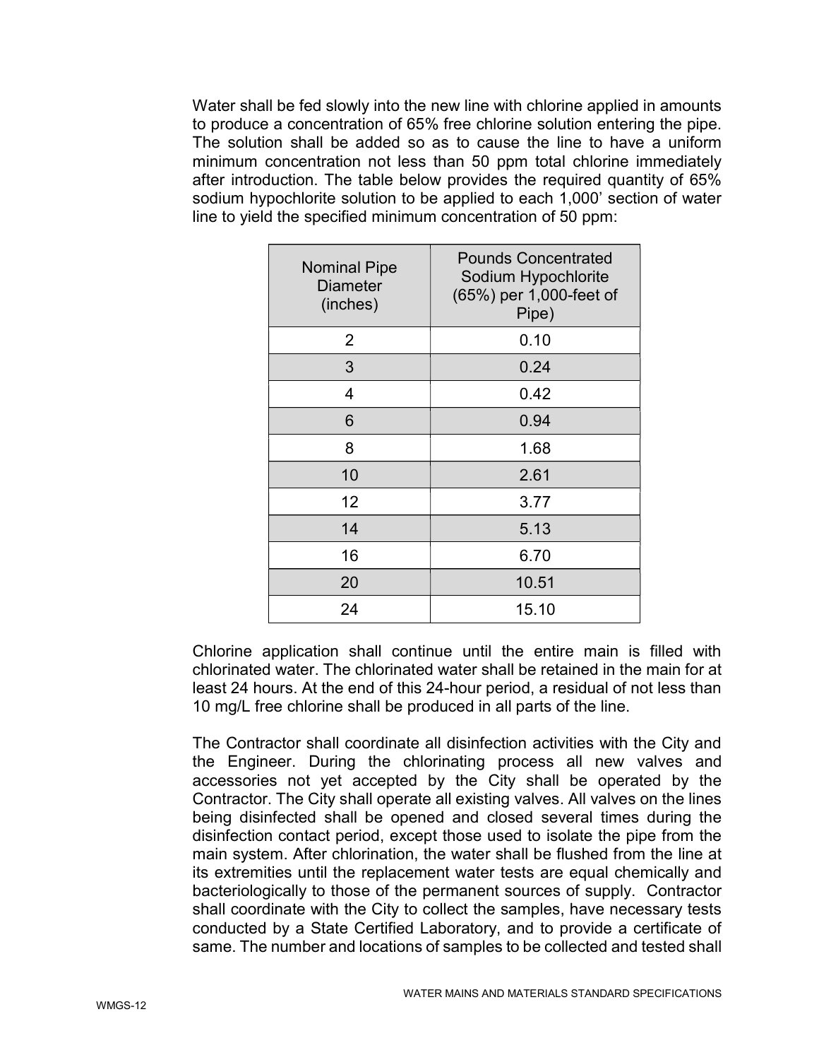Water shall be fed slowly into the new line with chlorine applied in amounts to produce a concentration of 65% free chlorine solution entering the pipe. The solution shall be added so as to cause the line to have a uniform minimum concentration not less than 50 ppm total chlorine immediately after introduction. The table below provides the required quantity of 65% sodium hypochlorite solution to be applied to each 1,000' section of water line to yield the specified minimum concentration of 50 ppm:

| Nominal Pipe Diameter (inches) | Pounds Concentrated Sodium Hypochlorite (65%) per 1,000-feet of Pipe) |
|---|---|
| 2 | 0.10 |
| 3 | 0.24 |
| 4 | 0.42 |
| 6 | 0.94 |
| 8 | 1.68 |
| 10 | 2.61 |
| 12 | 3.77 |
| 14 | 5.13 |
| 16 | 6.70 |
| 20 | 10.51 |
| 24 | 15.10 |

Chlorine application shall continue until the entire main is filled with chlorinated water. The chlorinated water shall be retained in the main for at least 24 hours. At the end of this 24-hour period, a residual of not less than 10 mg/L free chlorine shall be produced in all parts of the line.

The Contractor shall coordinate all disinfection activities with the City and the Engineer. During the chlorinating process all new valves and accessories not yet accepted by the City shall be operated by the Contractor. The City shall operate all existing valves. All valves on the lines being disinfected shall be opened and closed several times during the disinfection contact period, except those used to isolate the pipe from the main system. After chlorination, the water shall be flushed from the line at its extremities until the replacement water tests are equal chemically and bacteriologically to those of the permanent sources of supply. Contractor shall coordinate with the City to collect the samples, have necessary tests conducted by a State Certified Laboratory, and to provide a certificate of same. The number and locations of samples to be collected and tested shall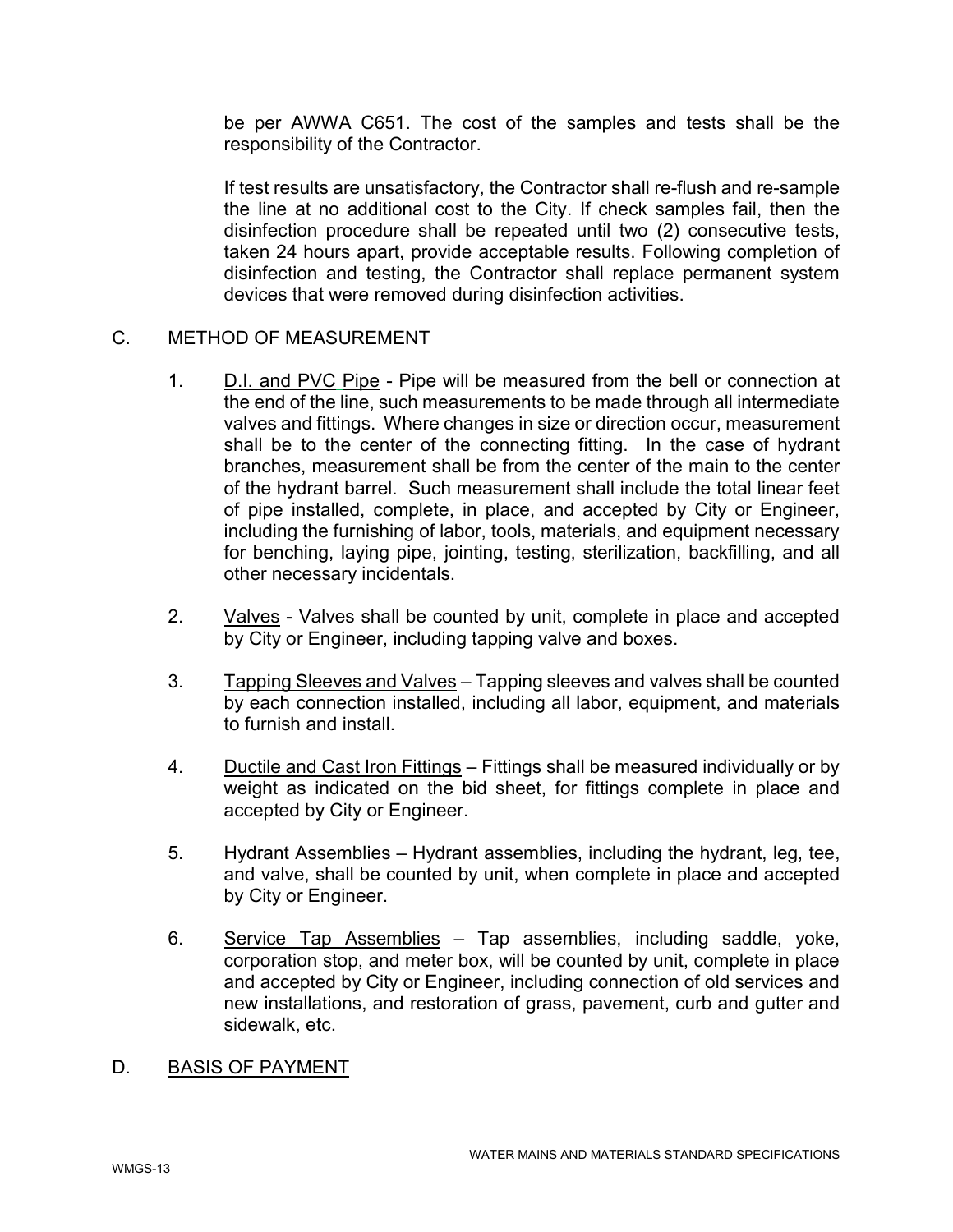be per AWWA C651. The cost of the samples and tests shall be the responsibility of the Contractor.

If test results are unsatisfactory, the Contractor shall re-flush and re-sample the line at no additional cost to the City. If check samples fail, then the disinfection procedure shall be repeated until two (2) consecutive tests, taken 24 hours apart, provide acceptable results. Following completion of disinfection and testing, the Contractor shall replace permanent system devices that were removed during disinfection activities.

## C. <u>METHOD OF MEASUREMENT</u>

1. <u>D.I. and PVC Pipe</u> - Pipe will be measured from the bell or connection at the end of the line, such measurements to be made through all intermediate valves and fittings. Where changes in size or direction occur, measurement shall be to the center of the connecting fitting. In the case of hydrant branches, measurement shall be from the center of the main to the center of the hydrant barrel. Such measurement shall include the total linear feet of pipe installed, complete, in place, and accepted by City or Engineer, including the furnishing of labor, tools, materials, and equipment necessary for benching, laying pipe, jointing, testing, sterilization, backfilling, and all other necessary incidentals.

2. <u>Valves</u> - Valves shall be counted by unit, complete in place and accepted by City or Engineer, including tapping valve and boxes.

3. <u>Tapping Sleeves and Valves</u> – Tapping sleeves and valves shall be counted by each connection installed, including all labor, equipment, and materials to furnish and install.

4. <u>Ductile and Cast Iron Fittings</u> – Fittings shall be measured individually or by weight as indicated on the bid sheet, for fittings complete in place and accepted by City or Engineer.

5. <u>Hydrant Assemblies</u> – Hydrant assemblies, including the hydrant, leg, tee, and valve, shall be counted by unit, when complete in place and accepted by City or Engineer.

6. <u>Service Tap Assemblies</u> – Tap assemblies, including saddle, yoke, corporation stop, and meter box, will be counted by unit, complete in place and accepted by City or Engineer, including connection of old services and new installations, and restoration of grass, pavement, curb and gutter and sidewalk, etc.

## D. <u>BASIS OF PAYMENT</u>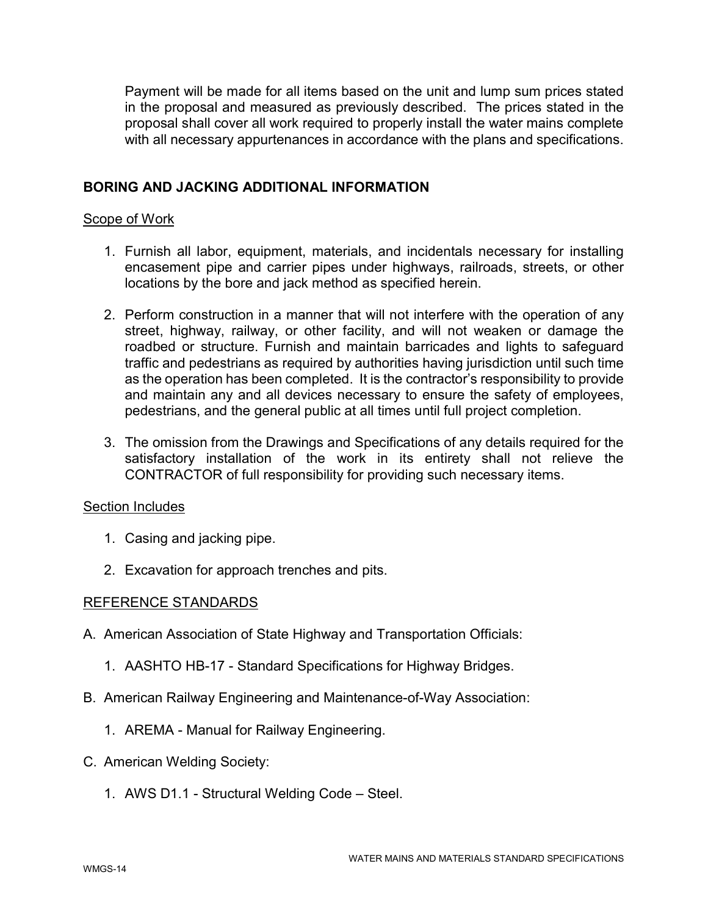Payment will be made for all items based on the unit and lump sum prices stated in the proposal and measured as previously described. The prices stated in the proposal shall cover all work required to properly install the water mains complete with all necessary appurtenances in accordance with the plans and specifications.

## BORING AND JACKING ADDITIONAL INFORMATION

### Scope of Work

1. Furnish all labor, equipment, materials, and incidentals necessary for installing encasement pipe and carrier pipes under highways, railroads, streets, or other locations by the bore and jack method as specified herein.

2. Perform construction in a manner that will not interfere with the operation of any street, highway, railway, or other facility, and will not weaken or damage the roadbed or structure. Furnish and maintain barricades and lights to safeguard traffic and pedestrians as required by authorities having jurisdiction until such time as the operation has been completed. It is the contractor's responsibility to provide and maintain any and all devices necessary to ensure the safety of employees, pedestrians, and the general public at all times until full project completion.

3. The omission from the Drawings and Specifications of any details required for the satisfactory installation of the work in its entirety shall not relieve the CONTRACTOR of full responsibility for providing such necessary items.

### Section Includes

1. Casing and jacking pipe.

2. Excavation for approach trenches and pits.

### REFERENCE STANDARDS

A. American Association of State Highway and Transportation Officials:

   1. AASHTO HB-17 - Standard Specifications for Highway Bridges.

B. American Railway Engineering and Maintenance-of-Way Association:

   1. AREMA - Manual for Railway Engineering.

C. American Welding Society:

   1. AWS D1.1 - Structural Welding Code – Steel.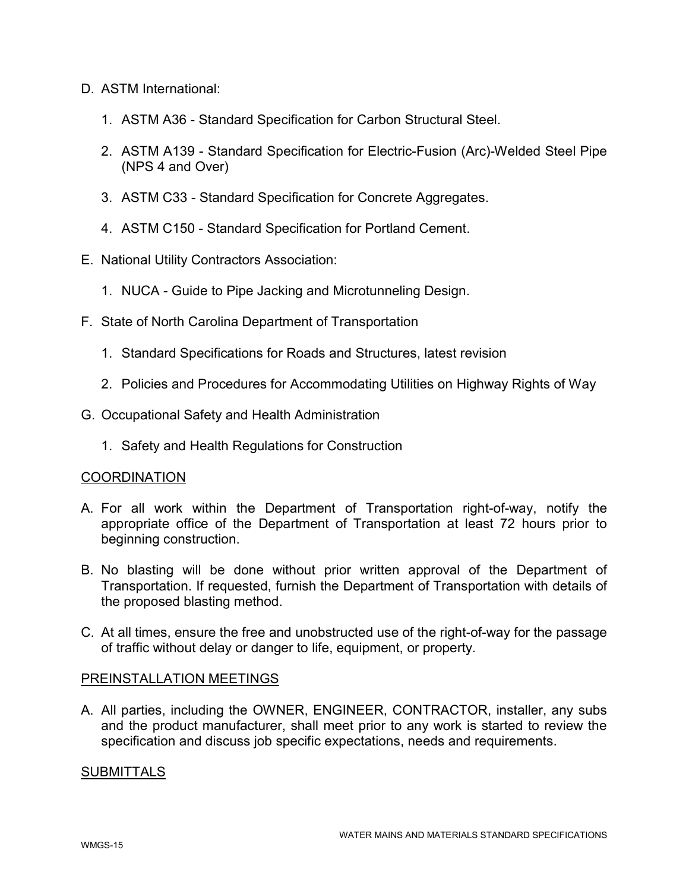D. ASTM International:

   1. ASTM A36 - Standard Specification for Carbon Structural Steel.

   2. ASTM A139 - Standard Specification for Electric-Fusion (Arc)-Welded Steel Pipe (NPS 4 and Over)

   3. ASTM C33 - Standard Specification for Concrete Aggregates.

   4. ASTM C150 - Standard Specification for Portland Cement.

E. National Utility Contractors Association:

   1. NUCA - Guide to Pipe Jacking and Microtunneling Design.

F. State of North Carolina Department of Transportation

   1. Standard Specifications for Roads and Structures, latest revision

   2. Policies and Procedures for Accommodating Utilities on Highway Rights of Way

G. Occupational Safety and Health Administration

   1. Safety and Health Regulations for Construction

## COORDINATION

A. For all work within the Department of Transportation right-of-way, notify the appropriate office of the Department of Transportation at least 72 hours prior to beginning construction.

B. No blasting will be done without prior written approval of the Department of Transportation. If requested, furnish the Department of Transportation with details of the proposed blasting method.

C. At all times, ensure the free and unobstructed use of the right-of-way for the passage of traffic without delay or danger to life, equipment, or property.

## PREINSTALLATION MEETINGS

A. All parties, including the OWNER, ENGINEER, CONTRACTOR, installer, any subs and the product manufacturer, shall meet prior to any work is started to review the specification and discuss job specific expectations, needs and requirements.

## SUBMITTALS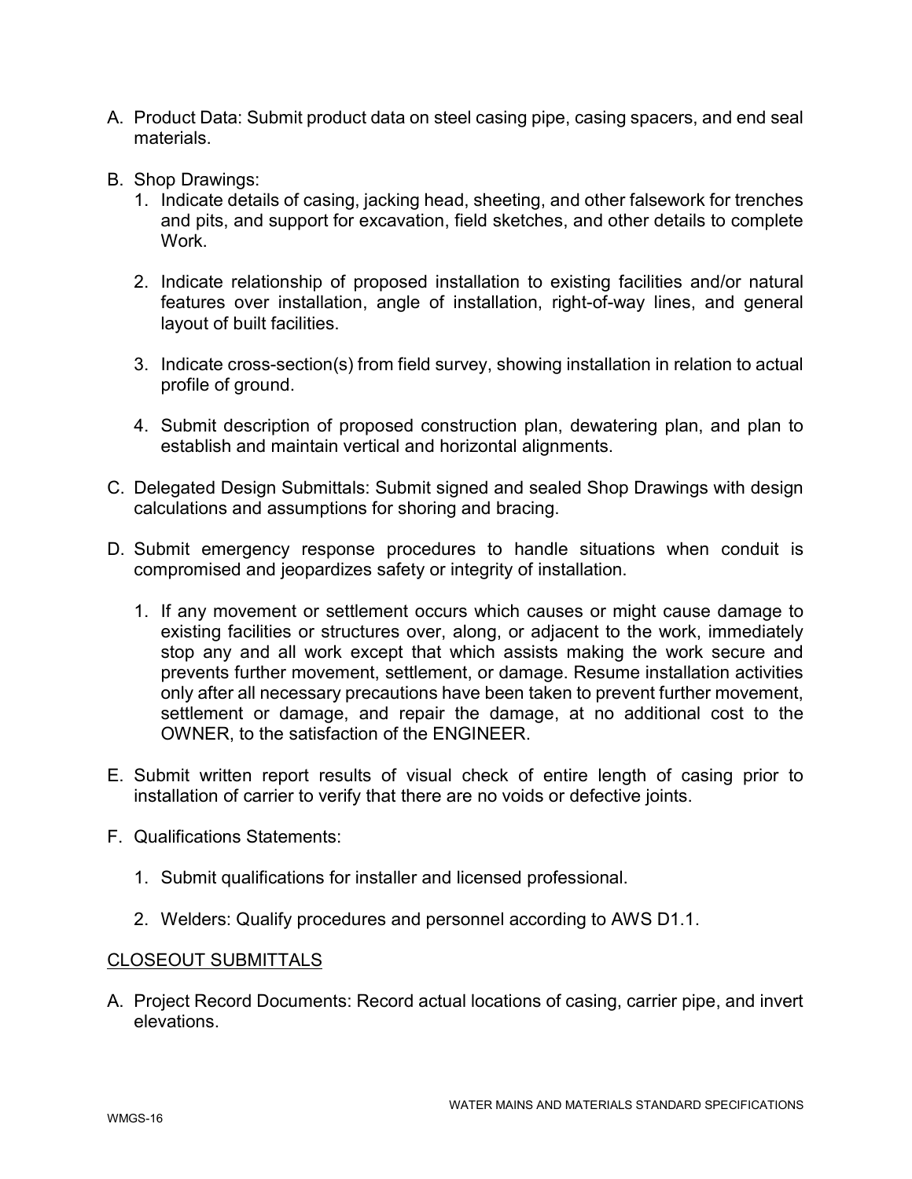A. Product Data: Submit product data on steel casing pipe, casing spacers, and end seal materials.

B. Shop Drawings:
   1. Indicate details of casing, jacking head, sheeting, and other falsework for trenches and pits, and support for excavation, field sketches, and other details to complete Work.

   2. Indicate relationship of proposed installation to existing facilities and/or natural features over installation, angle of installation, right-of-way lines, and general layout of built facilities.

   3. Indicate cross-section(s) from field survey, showing installation in relation to actual profile of ground.

   4. Submit description of proposed construction plan, dewatering plan, and plan to establish and maintain vertical and horizontal alignments.

C. Delegated Design Submittals: Submit signed and sealed Shop Drawings with design calculations and assumptions for shoring and bracing.

D. Submit emergency response procedures to handle situations when conduit is compromised and jeopardizes safety or integrity of installation.

   1. If any movement or settlement occurs which causes or might cause damage to existing facilities or structures over, along, or adjacent to the work, immediately stop any and all work except that which assists making the work secure and prevents further movement, settlement, or damage. Resume installation activities only after all necessary precautions have been taken to prevent further movement, settlement or damage, and repair the damage, at no additional cost to the OWNER, to the satisfaction of the ENGINEER.

E. Submit written report results of visual check of entire length of casing prior to installation of carrier to verify that there are no voids or defective joints.

F. Qualifications Statements:

   1. Submit qualifications for installer and licensed professional.

   2. Welders: Qualify procedures and personnel according to AWS D1.1.

## CLOSEOUT SUBMITTALS

A. Project Record Documents: Record actual locations of casing, carrier pipe, and invert elevations.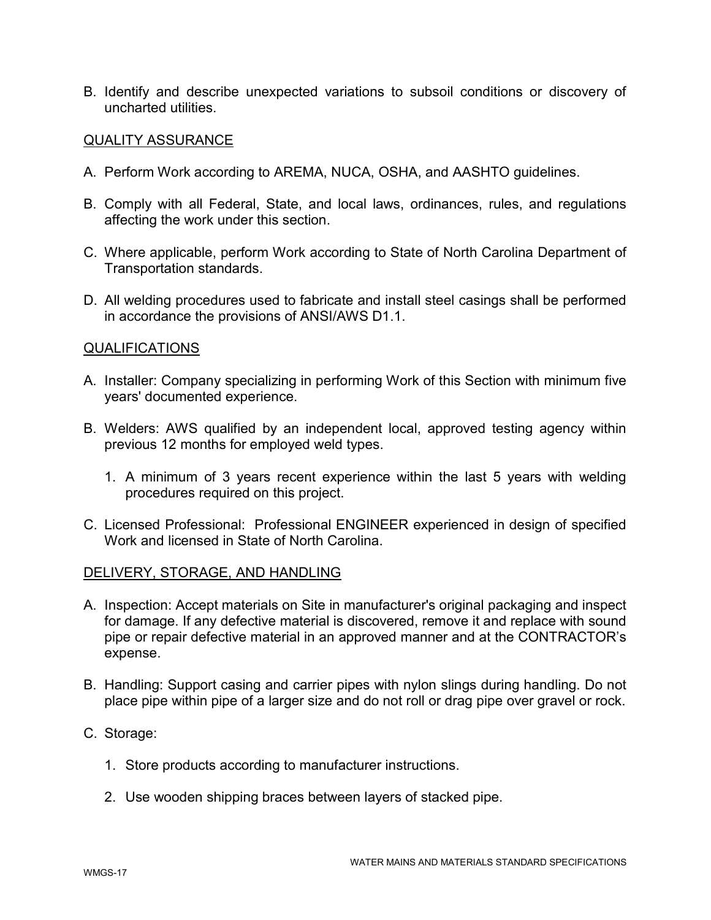B. Identify and describe unexpected variations to subsoil conditions or discovery of uncharted utilities.

## QUALITY ASSURANCE

A. Perform Work according to AREMA, NUCA, OSHA, and AASHTO guidelines.

B. Comply with all Federal, State, and local laws, ordinances, rules, and regulations affecting the work under this section.

C. Where applicable, perform Work according to State of North Carolina Department of Transportation standards.

D. All welding procedures used to fabricate and install steel casings shall be performed in accordance the provisions of ANSI/AWS D1.1.

## QUALIFICATIONS

A. Installer: Company specializing in performing Work of this Section with minimum five years' documented experience.

B. Welders: AWS qualified by an independent local, approved testing agency within previous 12 months for employed weld types.

   1. A minimum of 3 years recent experience within the last 5 years with welding procedures required on this project.

C. Licensed Professional: Professional ENGINEER experienced in design of specified Work and licensed in State of North Carolina.

## DELIVERY, STORAGE, AND HANDLING

A. Inspection: Accept materials on Site in manufacturer's original packaging and inspect for damage. If any defective material is discovered, remove it and replace with sound pipe or repair defective material in an approved manner and at the CONTRACTOR's expense.

B. Handling: Support casing and carrier pipes with nylon slings during handling. Do not place pipe within pipe of a larger size and do not roll or drag pipe over gravel or rock.

C. Storage:

   1. Store products according to manufacturer instructions.

   2. Use wooden shipping braces between layers of stacked pipe.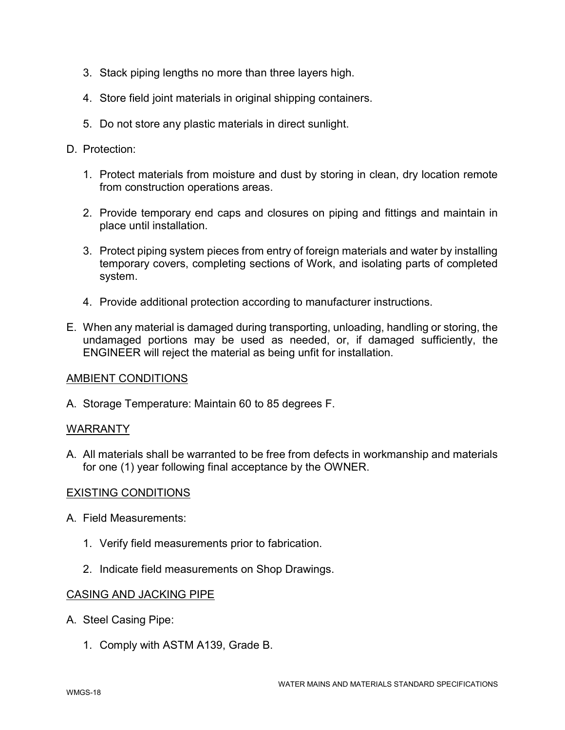3. Stack piping lengths no more than three layers high.

4. Store field joint materials in original shipping containers.

5. Do not store any plastic materials in direct sunlight.

D. Protection:

1. Protect materials from moisture and dust by storing in clean, dry location remote from construction operations areas.

2. Provide temporary end caps and closures on piping and fittings and maintain in place until installation.

3. Protect piping system pieces from entry of foreign materials and water by installing temporary covers, completing sections of Work, and isolating parts of completed system.

4. Provide additional protection according to manufacturer instructions.

E. When any material is damaged during transporting, unloading, handling or storing, the undamaged portions may be used as needed, or, if damaged sufficiently, the ENGINEER will reject the material as being unfit for installation.

<u>AMBIENT CONDITIONS</u>

A. Storage Temperature: Maintain 60 to 85 degrees F.

<u>WARRANTY</u>

A. All materials shall be warranted to be free from defects in workmanship and materials for one (1) year following final acceptance by the OWNER.

<u>EXISTING CONDITIONS</u>

A. Field Measurements:

1. Verify field measurements prior to fabrication.

2. Indicate field measurements on Shop Drawings.

<u>CASING AND JACKING PIPE</u>

A. Steel Casing Pipe:

1. Comply with ASTM A139, Grade B.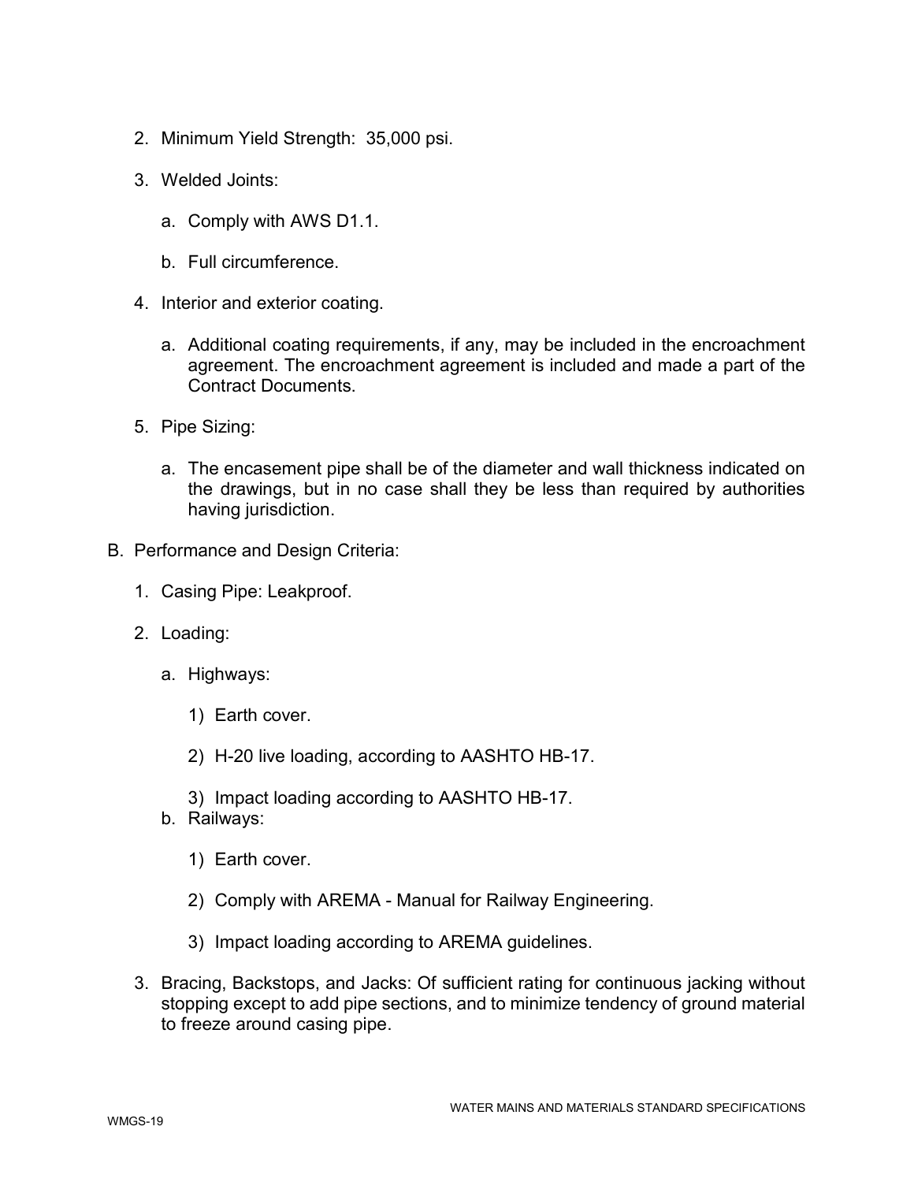2. Minimum Yield Strength: 35,000 psi.

3. Welded Joints:

    a. Comply with AWS D1.1.

    b. Full circumference.

4. Interior and exterior coating.

    a. Additional coating requirements, if any, may be included in the encroachment agreement. The encroachment agreement is included and made a part of the Contract Documents.

5. Pipe Sizing:

    a. The encasement pipe shall be of the diameter and wall thickness indicated on the drawings, but in no case shall they be less than required by authorities having jurisdiction.

B. Performance and Design Criteria:

1. Casing Pipe: Leakproof.

2. Loading:

    a. Highways:

        1) Earth cover.

        2) H-20 live loading, according to AASHTO HB-17.

        3) Impact loading according to AASHTO HB-17.

    b. Railways:

        1) Earth cover.

        2) Comply with AREMA - Manual for Railway Engineering.

        3) Impact loading according to AREMA guidelines.

3. Bracing, Backstops, and Jacks: Of sufficient rating for continuous jacking without stopping except to add pipe sections, and to minimize tendency of ground material to freeze around casing pipe.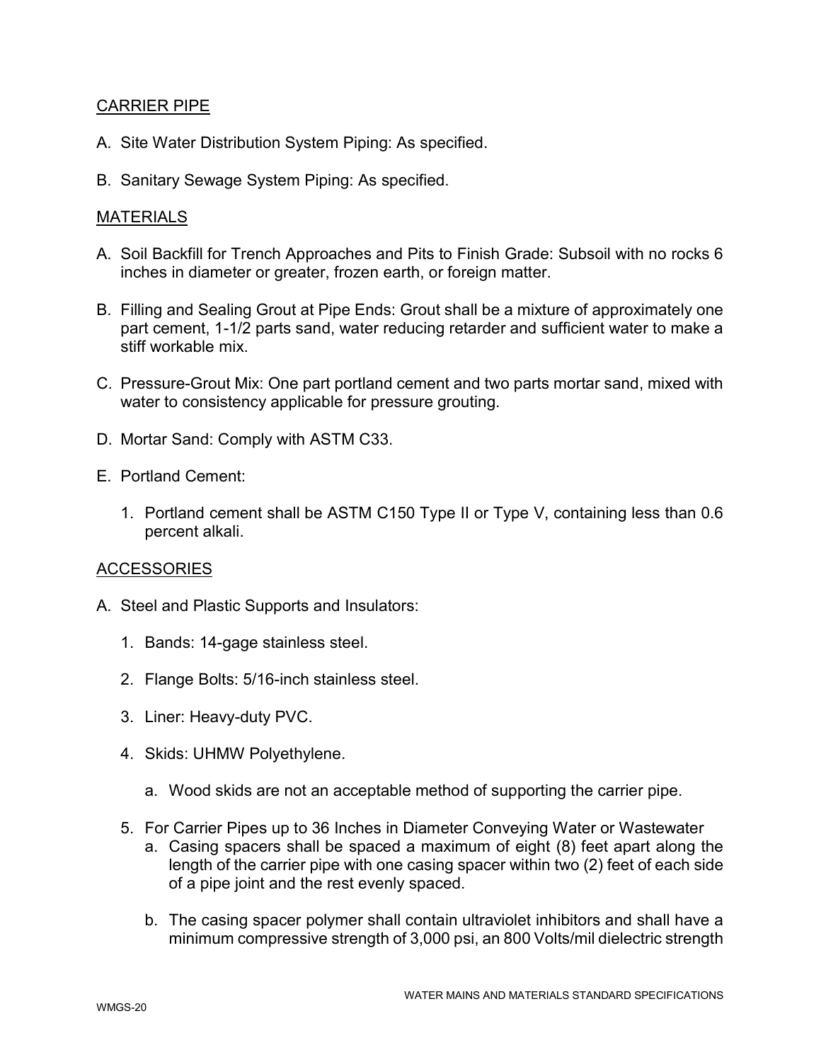## CARRIER PIPE

A. Site Water Distribution System Piping: As specified.

B. Sanitary Sewage System Piping: As specified.

## MATERIALS

A. Soil Backfill for Trench Approaches and Pits to Finish Grade: Subsoil with no rocks 6 inches in diameter or greater, frozen earth, or foreign matter.

B. Filling and Sealing Grout at Pipe Ends: Grout shall be a mixture of approximately one part cement, 1-1/2 parts sand, water reducing retarder and sufficient water to make a stiff workable mix.

C. Pressure-Grout Mix: One part portland cement and two parts mortar sand, mixed with water to consistency applicable for pressure grouting.

D. Mortar Sand: Comply with ASTM C33.

E. Portland Cement:

   1. Portland cement shall be ASTM C150 Type II or Type V, containing less than 0.6 percent alkali.

## ACCESSORIES

A. Steel and Plastic Supports and Insulators:

   1. Bands: 14-gage stainless steel.

   2. Flange Bolts: 5/16-inch stainless steel.

   3. Liner: Heavy-duty PVC.

   4. Skids: UHMW Polyethylene.

      a. Wood skids are not an acceptable method of supporting the carrier pipe.

   5. For Carrier Pipes up to 36 Inches in Diameter Conveying Water or Wastewater

      a. Casing spacers shall be spaced a maximum of eight (8) feet apart along the length of the carrier pipe with one casing spacer within two (2) feet of each side of a pipe joint and the rest evenly spaced.

      b. The casing spacer polymer shall contain ultraviolet inhibitors and shall have a minimum compressive strength of 3,000 psi, an 800 Volts/mil dielectric strength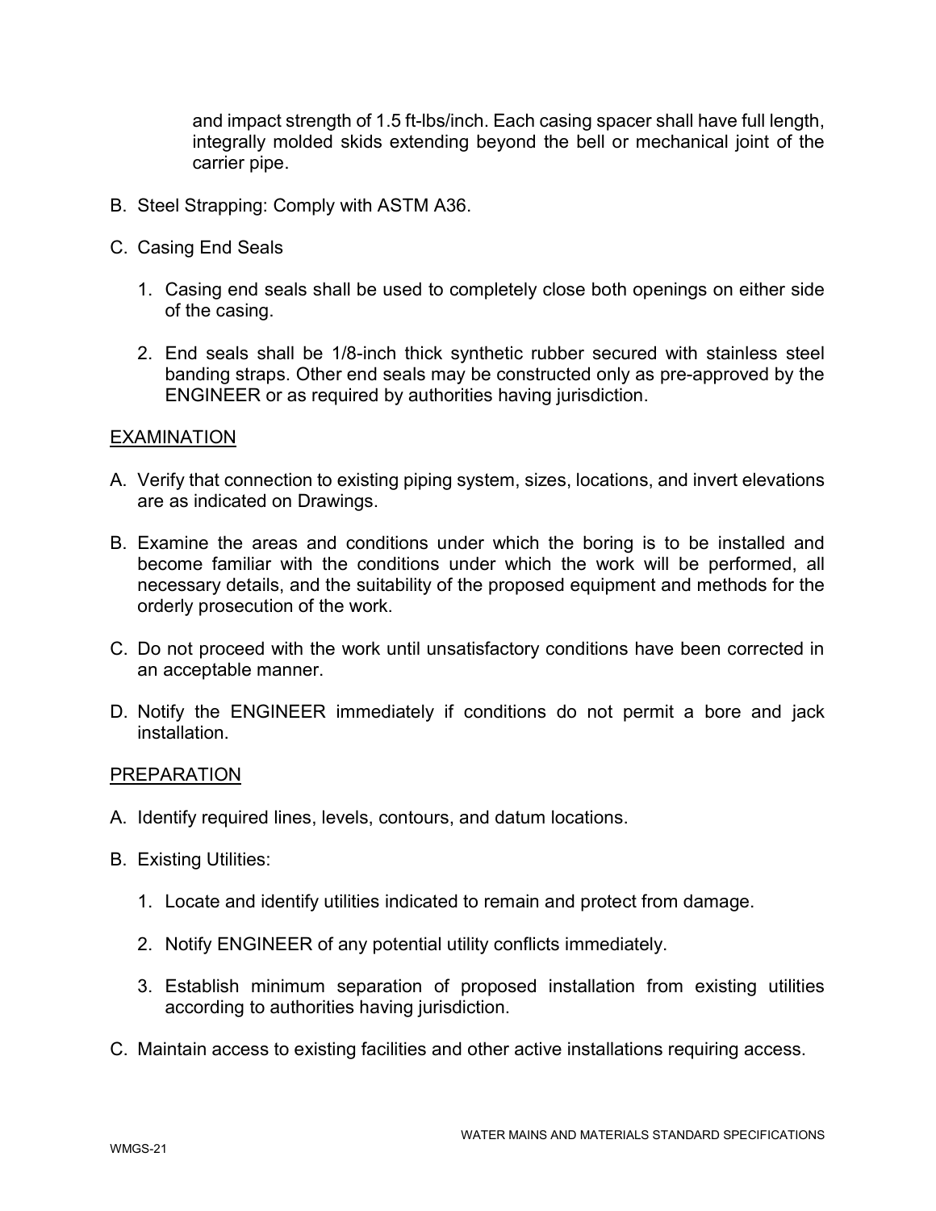and impact strength of 1.5 ft-lbs/inch. Each casing spacer shall have full length, integrally molded skids extending beyond the bell or mechanical joint of the carrier pipe.

B. Steel Strapping: Comply with ASTM A36.

C. Casing End Seals

   1. Casing end seals shall be used to completely close both openings on either side of the casing.

   2. End seals shall be 1/8-inch thick synthetic rubber secured with stainless steel banding straps. Other end seals may be constructed only as pre-approved by the ENGINEER or as required by authorities having jurisdiction.

EXAMINATION

A. Verify that connection to existing piping system, sizes, locations, and invert elevations are as indicated on Drawings.

B. Examine the areas and conditions under which the boring is to be installed and become familiar with the conditions under which the work will be performed, all necessary details, and the suitability of the proposed equipment and methods for the orderly prosecution of the work.

C. Do not proceed with the work until unsatisfactory conditions have been corrected in an acceptable manner.

D. Notify the ENGINEER immediately if conditions do not permit a bore and jack installation.

PREPARATION

A. Identify required lines, levels, contours, and datum locations.

B. Existing Utilities:

   1. Locate and identify utilities indicated to remain and protect from damage.

   2. Notify ENGINEER of any potential utility conflicts immediately.

   3. Establish minimum separation of proposed installation from existing utilities according to authorities having jurisdiction.

C. Maintain access to existing facilities and other active installations requiring access.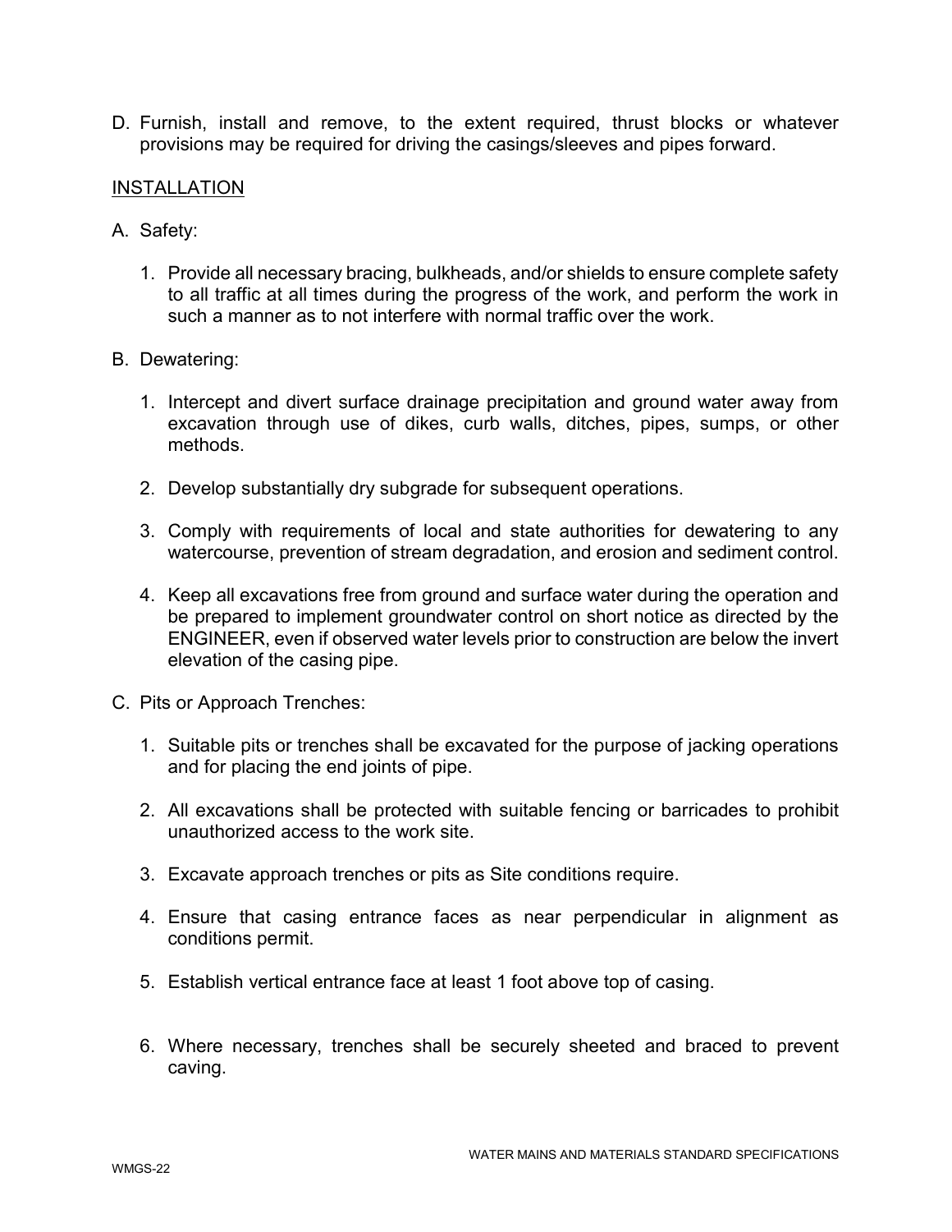D. Furnish, install and remove, to the extent required, thrust blocks or whatever provisions may be required for driving the casings/sleeves and pipes forward.

## INSTALLATION

A. Safety:

   1. Provide all necessary bracing, bulkheads, and/or shields to ensure complete safety to all traffic at all times during the progress of the work, and perform the work in such a manner as to not interfere with normal traffic over the work.

B. Dewatering:

   1. Intercept and divert surface drainage precipitation and ground water away from excavation through use of dikes, curb walls, ditches, pipes, sumps, or other methods.

   2. Develop substantially dry subgrade for subsequent operations.

   3. Comply with requirements of local and state authorities for dewatering to any watercourse, prevention of stream degradation, and erosion and sediment control.

   4. Keep all excavations free from ground and surface water during the operation and be prepared to implement groundwater control on short notice as directed by the ENGINEER, even if observed water levels prior to construction are below the invert elevation of the casing pipe.

C. Pits or Approach Trenches:

   1. Suitable pits or trenches shall be excavated for the purpose of jacking operations and for placing the end joints of pipe.

   2. All excavations shall be protected with suitable fencing or barricades to prohibit unauthorized access to the work site.

   3. Excavate approach trenches or pits as Site conditions require.

   4. Ensure that casing entrance faces as near perpendicular in alignment as conditions permit.

   5. Establish vertical entrance face at least 1 foot above top of casing.

   6. Where necessary, trenches shall be securely sheeted and braced to prevent caving.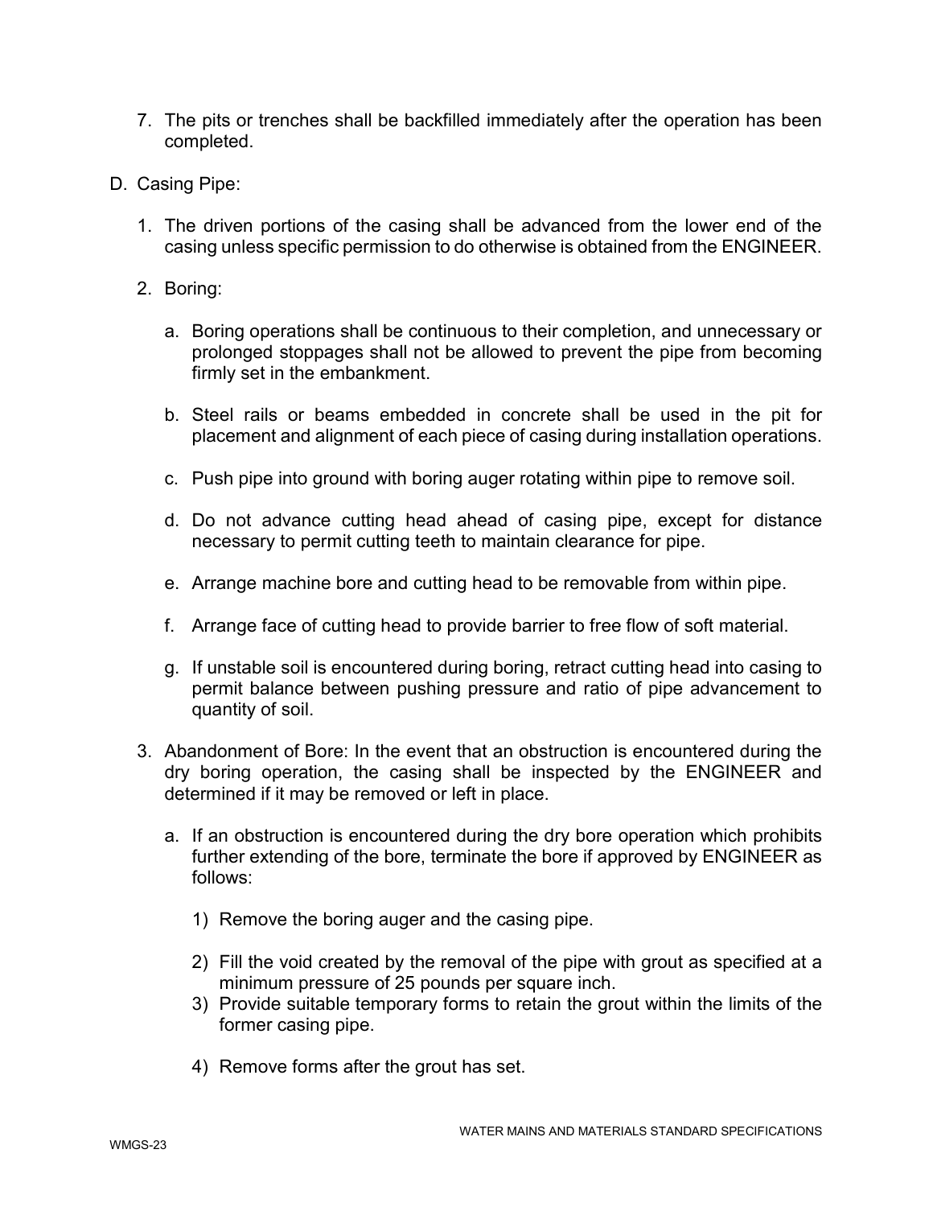7. The pits or trenches shall be backfilled immediately after the operation has been completed.

D. Casing Pipe:

1. The driven portions of the casing shall be advanced from the lower end of the casing unless specific permission to do otherwise is obtained from the ENGINEER.

2. Boring:

   a. Boring operations shall be continuous to their completion, and unnecessary or prolonged stoppages shall not be allowed to prevent the pipe from becoming firmly set in the embankment.

   b. Steel rails or beams embedded in concrete shall be used in the pit for placement and alignment of each piece of casing during installation operations.

   c. Push pipe into ground with boring auger rotating within pipe to remove soil.

   d. Do not advance cutting head ahead of casing pipe, except for distance necessary to permit cutting teeth to maintain clearance for pipe.

   e. Arrange machine bore and cutting head to be removable from within pipe.

   f. Arrange face of cutting head to provide barrier to free flow of soft material.

   g. If unstable soil is encountered during boring, retract cutting head into casing to permit balance between pushing pressure and ratio of pipe advancement to quantity of soil.

3. Abandonment of Bore: In the event that an obstruction is encountered during the dry boring operation, the casing shall be inspected by the ENGINEER and determined if it may be removed or left in place.

   a. If an obstruction is encountered during the dry bore operation which prohibits further extending of the bore, terminate the bore if approved by ENGINEER as follows:

      1) Remove the boring auger and the casing pipe.

      2) Fill the void created by the removal of the pipe with grout as specified at a minimum pressure of 25 pounds per square inch.

      3) Provide suitable temporary forms to retain the grout within the limits of the former casing pipe.

      4) Remove forms after the grout has set.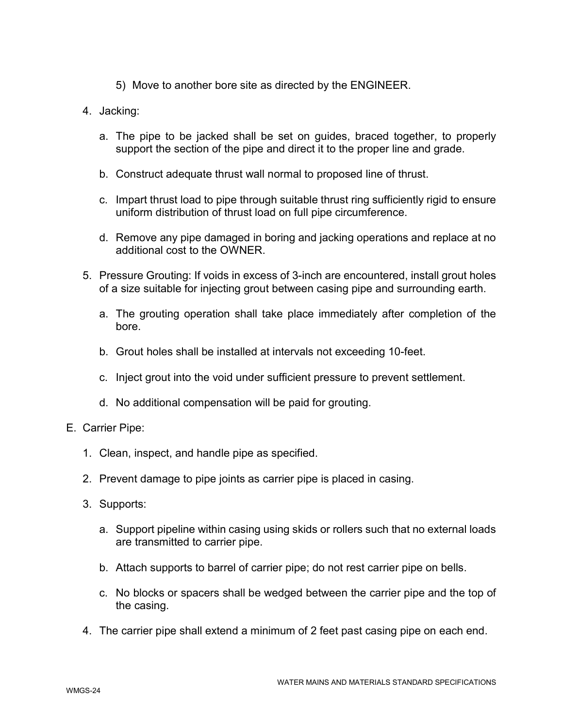5) Move to another bore site as directed by the ENGINEER.

4. Jacking:

   a. The pipe to be jacked shall be set on guides, braced together, to properly support the section of the pipe and direct it to the proper line and grade.

   b. Construct adequate thrust wall normal to proposed line of thrust.

   c. Impart thrust load to pipe through suitable thrust ring sufficiently rigid to ensure uniform distribution of thrust load on full pipe circumference.

   d. Remove any pipe damaged in boring and jacking operations and replace at no additional cost to the OWNER.

5. Pressure Grouting: If voids in excess of 3-inch are encountered, install grout holes of a size suitable for injecting grout between casing pipe and surrounding earth.

   a. The grouting operation shall take place immediately after completion of the bore.

   b. Grout holes shall be installed at intervals not exceeding 10-feet.

   c. Inject grout into the void under sufficient pressure to prevent settlement.

   d. No additional compensation will be paid for grouting.

E. Carrier Pipe:

1. Clean, inspect, and handle pipe as specified.

2. Prevent damage to pipe joints as carrier pipe is placed in casing.

3. Supports:

   a. Support pipeline within casing using skids or rollers such that no external loads are transmitted to carrier pipe.

   b. Attach supports to barrel of carrier pipe; do not rest carrier pipe on bells.

   c. No blocks or spacers shall be wedged between the carrier pipe and the top of the casing.

4. The carrier pipe shall extend a minimum of 2 feet past casing pipe on each end.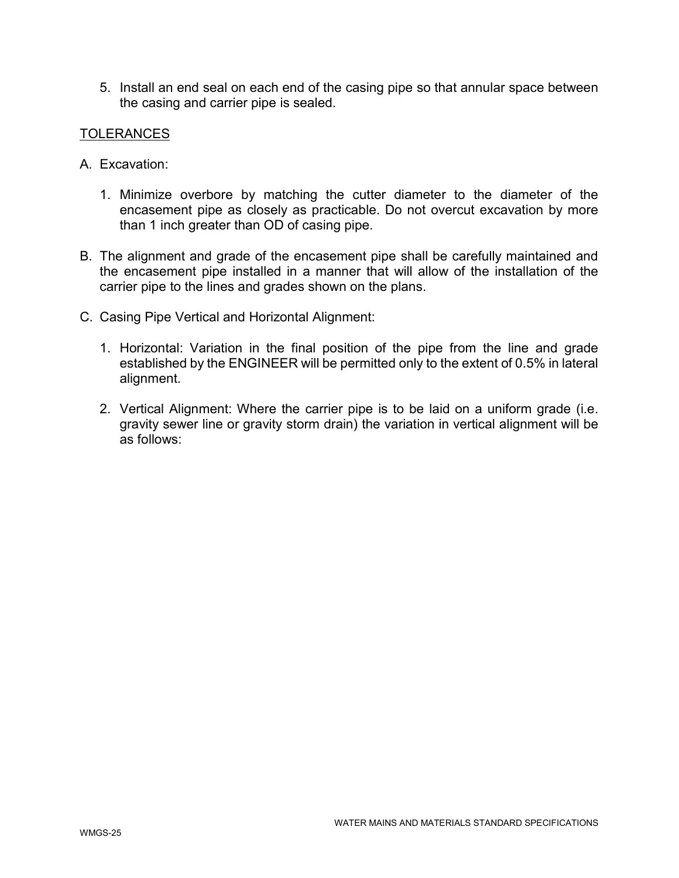5. Install an end seal on each end of the casing pipe so that annular space between the casing and carrier pipe is sealed.

TOLERANCES

A. Excavation:

   1. Minimize overbore by matching the cutter diameter to the diameter of the encasement pipe as closely as practicable. Do not overcut excavation by more than 1 inch greater than OD of casing pipe.

B. The alignment and grade of the encasement pipe shall be carefully maintained and the encasement pipe installed in a manner that will allow of the installation of the carrier pipe to the lines and grades shown on the plans.

C. Casing Pipe Vertical and Horizontal Alignment:

   1. Horizontal: Variation in the final position of the pipe from the line and grade established by the ENGINEER will be permitted only to the extent of 0.5% in lateral alignment.

   2. Vertical Alignment: Where the carrier pipe is to be laid on a uniform grade (i.e. gravity sewer line or gravity storm drain) the variation in vertical alignment will be as follows: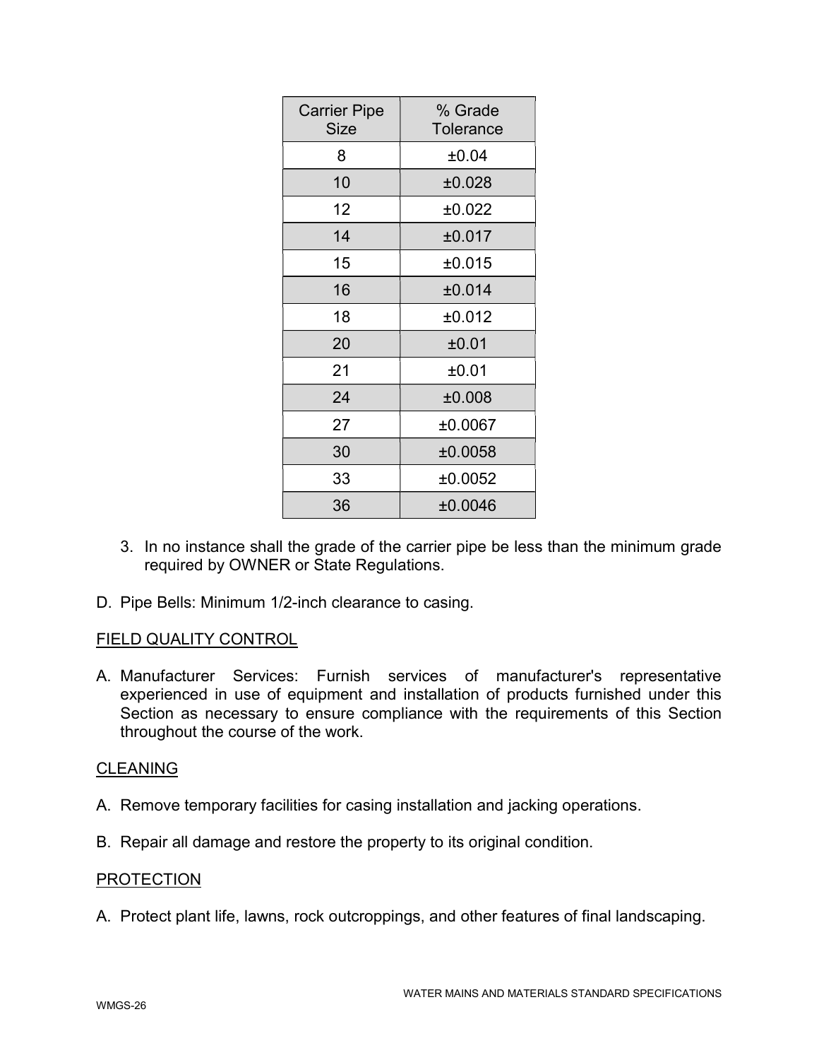| Carrier Pipe Size | % Grade Tolerance |
|---|---|
| 8 | ±0.04 |
| 10 | ±0.028 |
| 12 | ±0.022 |
| 14 | ±0.017 |
| 15 | ±0.015 |
| 16 | ±0.014 |
| 18 | ±0.012 |
| 20 | ±0.01 |
| 21 | ±0.01 |
| 24 | ±0.008 |
| 27 | ±0.0067 |
| 30 | ±0.0058 |
| 33 | ±0.0052 |
| 36 | ±0.0046 |

3. In no instance shall the grade of the carrier pipe be less than the minimum grade required by OWNER or State Regulations.

D. Pipe Bells: Minimum 1/2-inch clearance to casing.

## FIELD QUALITY CONTROL

A. Manufacturer Services: Furnish services of manufacturer's representative experienced in use of equipment and installation of products furnished under this Section as necessary to ensure compliance with the requirements of this Section throughout the course of the work.

## CLEANING

A. Remove temporary facilities for casing installation and jacking operations.

B. Repair all damage and restore the property to its original condition.

## PROTECTION

A. Protect plant life, lawns, rock outcroppings, and other features of final landscaping.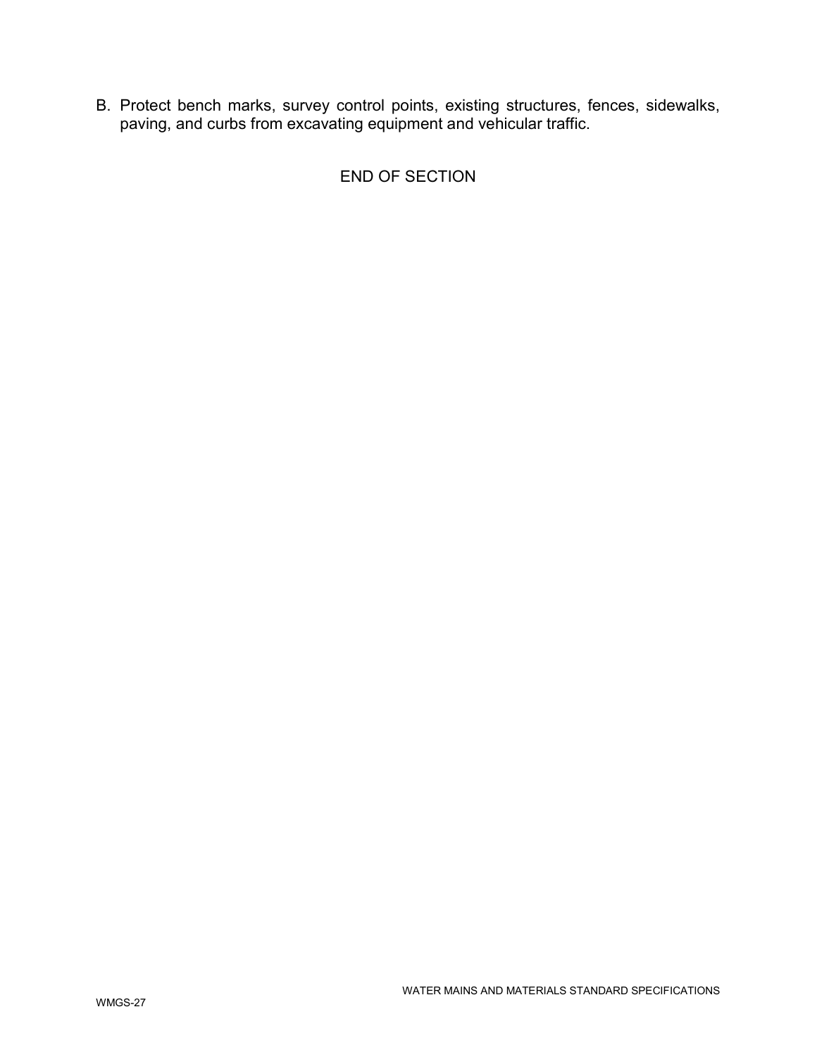B. Protect bench marks, survey control points, existing structures, fences, sidewalks, paving, and curbs from excavating equipment and vehicular traffic.

END OF SECTION